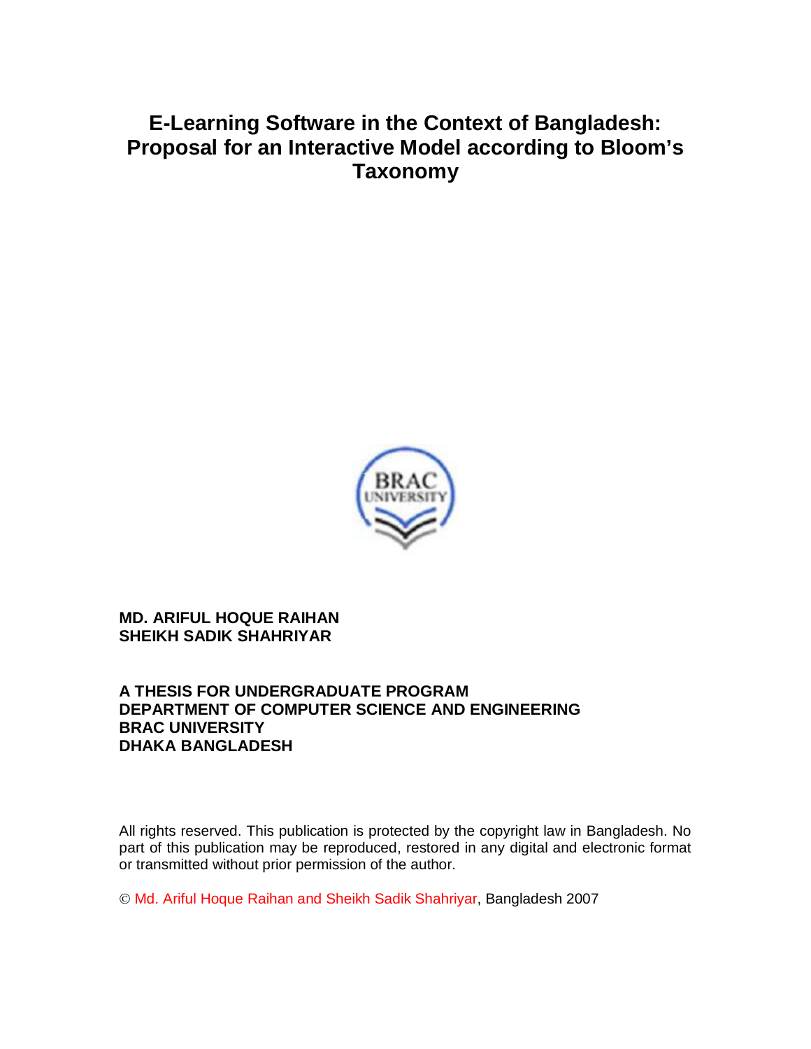# E-Learning Software in the Context of Bangladesh: Proposal for an Interactive Model according to Bloom's Taxonomy

**MD. ARIFUL HOQUE RAIHAN**
**SHEIKH SADIK SHAHRIYAR**

**A THESIS FOR UNDERGRADUATE PROGRAM**
**DEPARTMENT OF COMPUTER SCIENCE AND ENGINEERING**
**BRAC UNIVERSITY**
**DHAKA BANGLADESH**

All rights reserved. This publication is protected by the copyright law in Bangladesh. No part of this publication may be reproduced, restored in any digital and electronic format or transmitted without prior permission of the author.

© Md. Ariful Hoque Raihan and Sheikh Sadik Shahriyar, Bangladesh 2007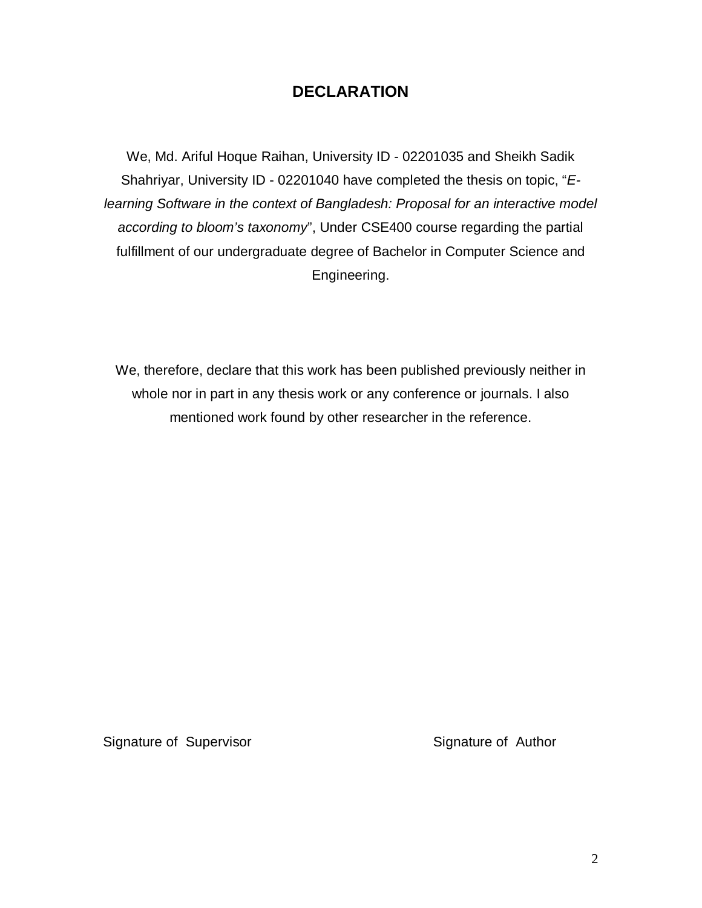# DECLARATION

We, Md. Ariful Hoque Raihan, University ID - 02201035 and Sheikh Sadik Shahriyar, University ID - 02201040 have completed the thesis on topic, "*E-learning Software in the context of Bangladesh: Proposal for an interactive model according to bloom's taxonomy*", Under CSE400 course regarding the partial fulfillment of our undergraduate degree of Bachelor in Computer Science and Engineering.

We, therefore, declare that this work has been published previously neither in whole nor in part in any thesis work or any conference or journals. I also mentioned work found by other researcher in the reference.

Signature of Supervisor

Signature of Author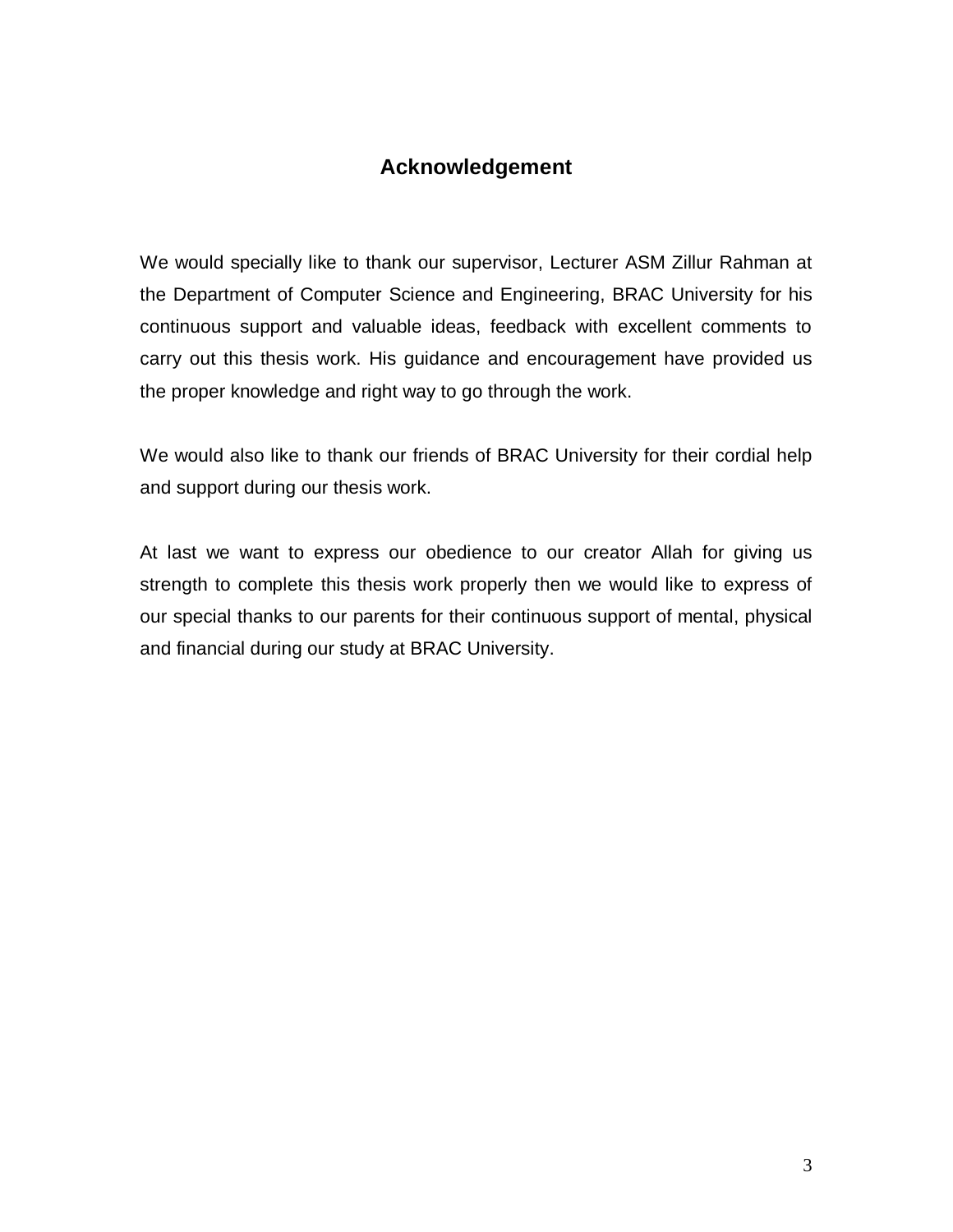# Acknowledgement

We would specially like to thank our supervisor, Lecturer ASM Zillur Rahman at the Department of Computer Science and Engineering, BRAC University for his continuous support and valuable ideas, feedback with excellent comments to carry out this thesis work. His guidance and encouragement have provided us the proper knowledge and right way to go through the work.

We would also like to thank our friends of BRAC University for their cordial help and support during our thesis work.

At last we want to express our obedience to our creator Allah for giving us strength to complete this thesis work properly then we would like to express of our special thanks to our parents for their continuous support of mental, physical and financial during our study at BRAC University.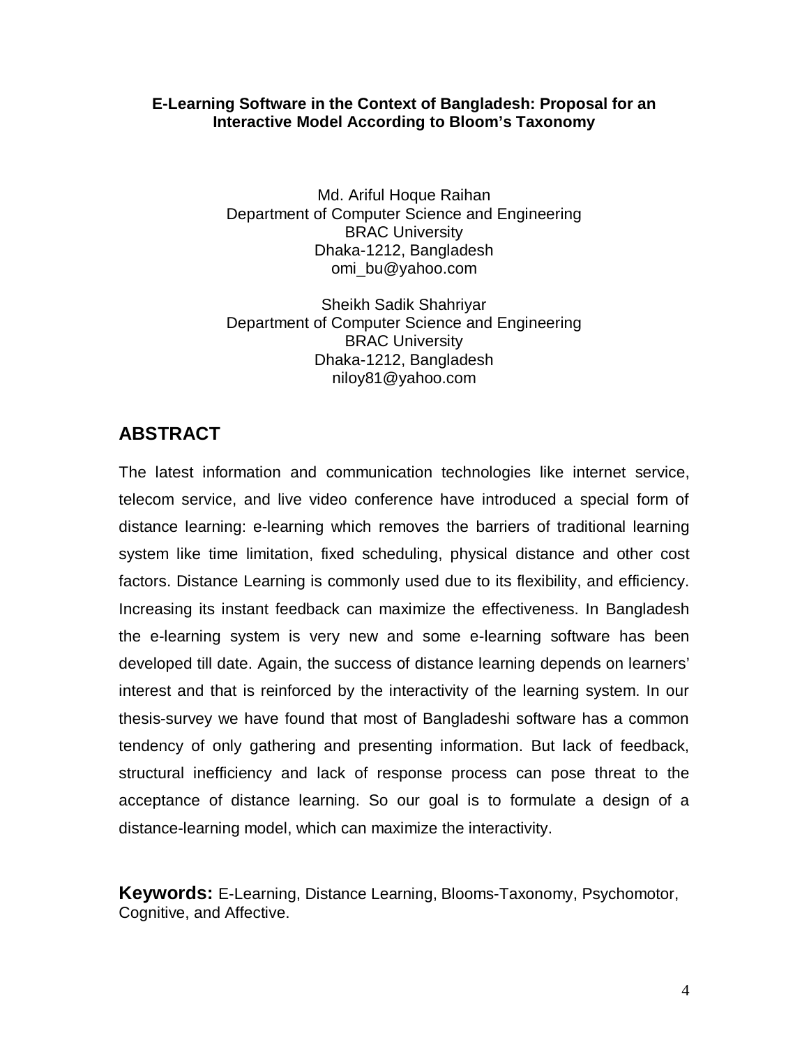**E-Learning Software in the Context of Bangladesh: Proposal for an Interactive Model According to Bloom's Taxonomy**

Md. Ariful Hoque Raihan
Department of Computer Science and Engineering
BRAC University
Dhaka-1212, Bangladesh
omi_bu@yahoo.com

Sheikh Sadik Shahriyar
Department of Computer Science and Engineering
BRAC University
Dhaka-1212, Bangladesh
niloy81@yahoo.com

## ABSTRACT

The latest information and communication technologies like internet service, telecom service, and live video conference have introduced a special form of distance learning: e-learning which removes the barriers of traditional learning system like time limitation, fixed scheduling, physical distance and other cost factors. Distance Learning is commonly used due to its flexibility, and efficiency. Increasing its instant feedback can maximize the effectiveness. In Bangladesh the e-learning system is very new and some e-learning software has been developed till date. Again, the success of distance learning depends on learners' interest and that is reinforced by the interactivity of the learning system. In our thesis-survey we have found that most of Bangladeshi software has a common tendency of only gathering and presenting information. But lack of feedback, structural inefficiency and lack of response process can pose threat to the acceptance of distance learning. So our goal is to formulate a design of a distance-learning model, which can maximize the interactivity.

**Keywords:** E-Learning, Distance Learning, Blooms-Taxonomy, Psychomotor, Cognitive, and Affective.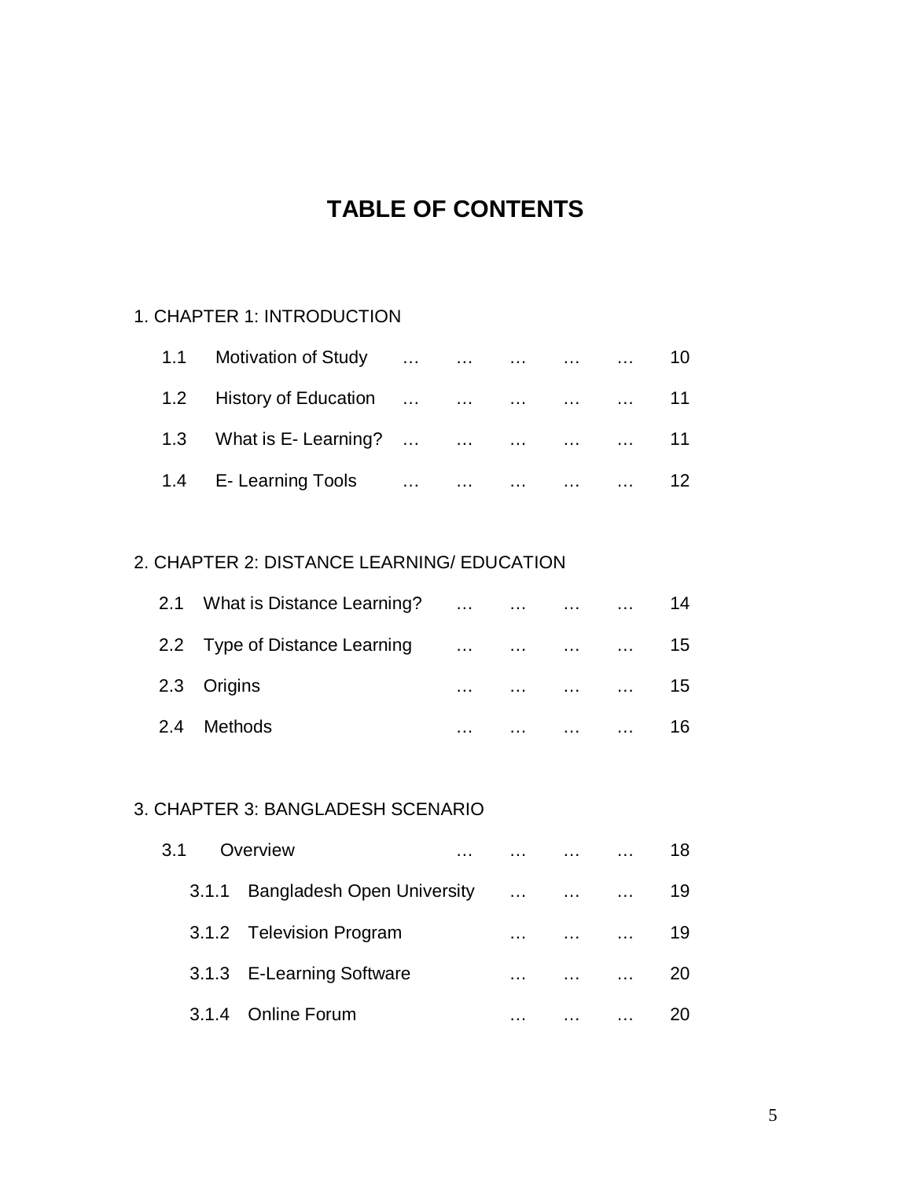# TABLE OF CONTENTS

1. CHAPTER 1: INTRODUCTION

   1.1 Motivation of Study … … … … … 10

   1.2 History of Education … … … … … 11

   1.3 What is E- Learning? … … … … … 11

   1.4 E- Learning Tools … … … … … 12

2. CHAPTER 2: DISTANCE LEARNING/ EDUCATION

   2.1 What is Distance Learning? … … … … 14

   2.2 Type of Distance Learning … … … … 15

   2.3 Origins … … … … 15

   2.4 Methods … … … … 16

3. CHAPTER 3: BANGLADESH SCENARIO

   3.1 Overview … … … … 18

      3.1.1 Bangladesh Open University … … … 19

      3.1.2 Television Program … … … 19

      3.1.3 E-Learning Software … … … 20

      3.1.4 Online Forum … … … 20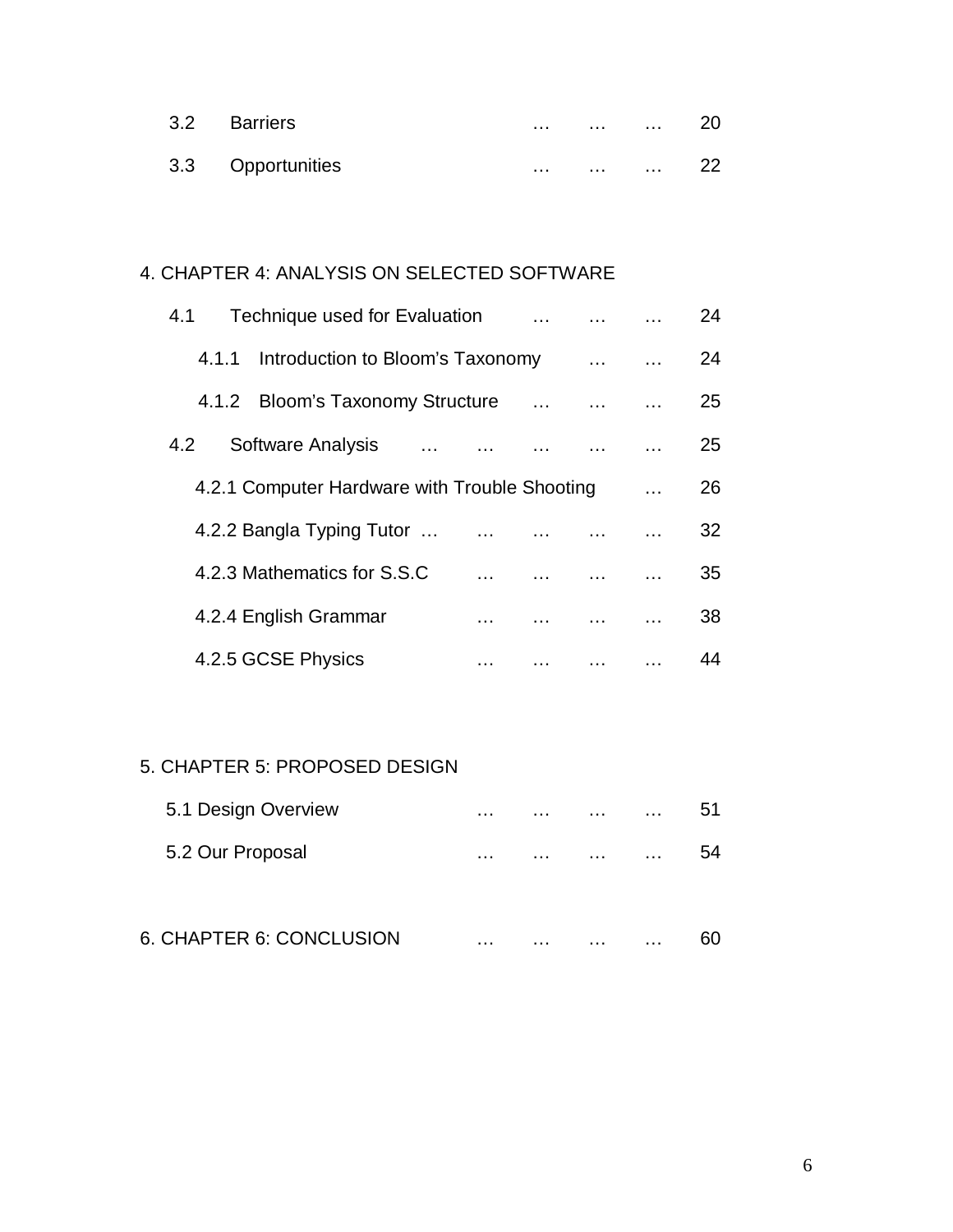3.2 Barriers … … … 20

3.3 Opportunities … … … 22

4. CHAPTER 4: ANALYSIS ON SELECTED SOFTWARE

4.1 Technique used for Evaluation … … … 24

4.1.1 Introduction to Bloom's Taxonomy … … 24

4.1.2 Bloom's Taxonomy Structure … … … 25

4.2 Software Analysis … … … … … 25

4.2.1 Computer Hardware with Trouble Shooting … 26

4.2.2 Bangla Typing Tutor … … … … … 32

4.2.3 Mathematics for S.S.C … … … … 35

4.2.4 English Grammar … … … … 38

4.2.5 GCSE Physics … … … … 44

5. CHAPTER 5: PROPOSED DESIGN

5.1 Design Overview … … … … 51

5.2 Our Proposal … … … … 54

6. CHAPTER 6: CONCLUSION … … … … 60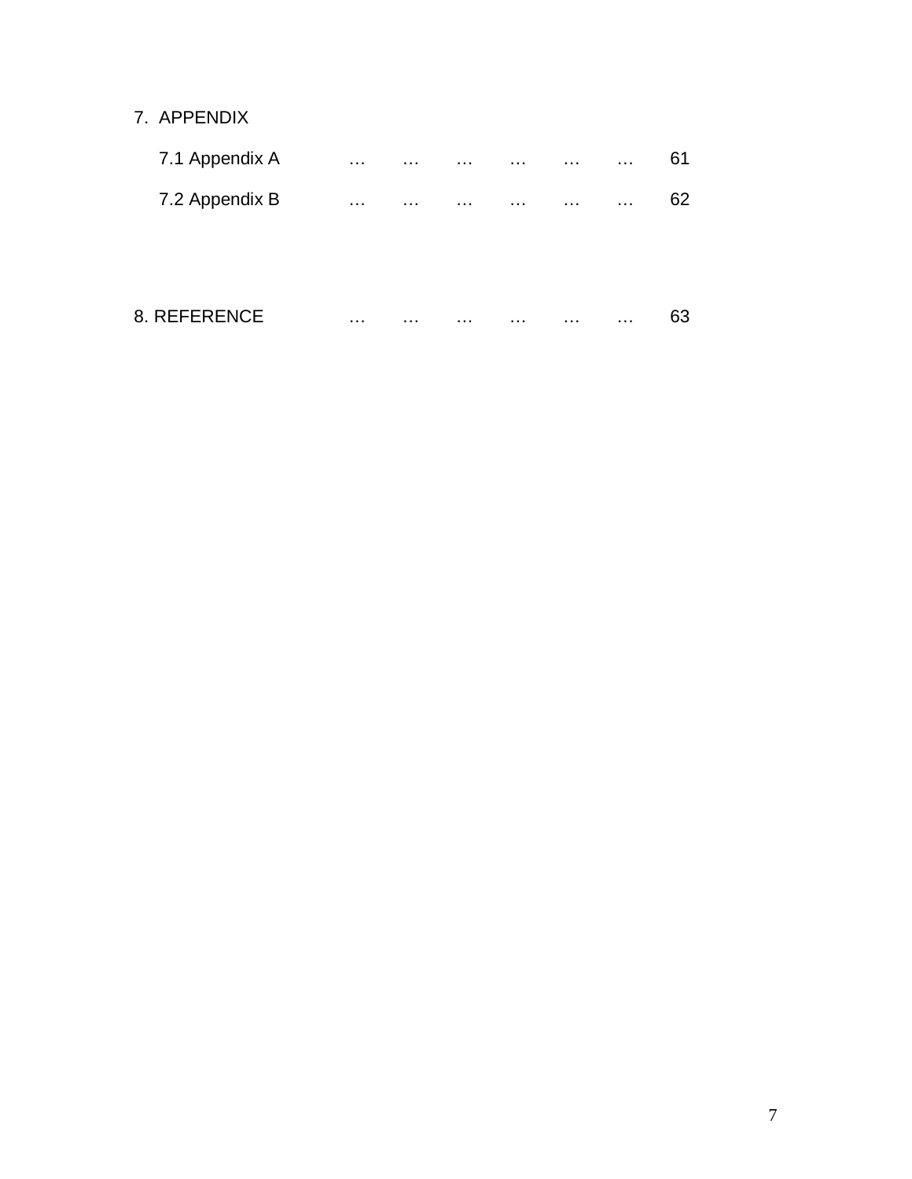7. APPENDIX

 7.1 Appendix A … … … … … … 61

 7.2 Appendix B … … … … … … 62

8. REFERENCE … … … … … … 63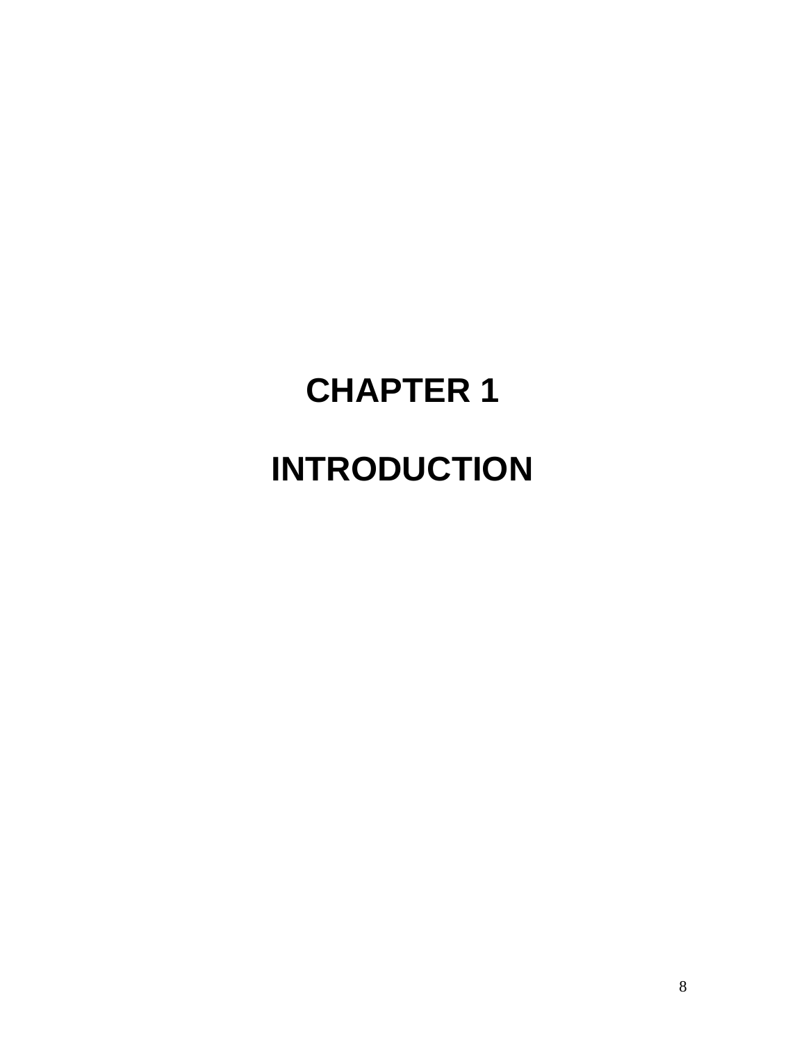# CHAPTER 1

# INTRODUCTION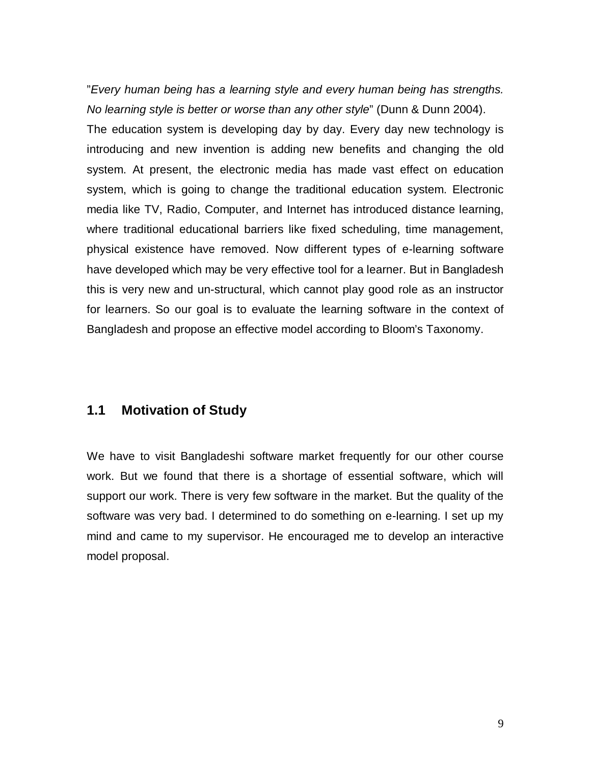"*Every human being has a learning style and every human being has strengths. No learning style is better or worse than any other style*" (Dunn & Dunn 2004).

The education system is developing day by day. Every day new technology is introducing and new invention is adding new benefits and changing the old system. At present, the electronic media has made vast effect on education system, which is going to change the traditional education system. Electronic media like TV, Radio, Computer, and Internet has introduced distance learning, where traditional educational barriers like fixed scheduling, time management, physical existence have removed. Now different types of e-learning software have developed which may be very effective tool for a learner. But in Bangladesh this is very new and un-structural, which cannot play good role as an instructor for learners. So our goal is to evaluate the learning software in the context of Bangladesh and propose an effective model according to Bloom's Taxonomy.

## 1.1 Motivation of Study

We have to visit Bangladeshi software market frequently for our other course work. But we found that there is a shortage of essential software, which will support our work. There is very few software in the market. But the quality of the software was very bad. I determined to do something on e-learning. I set up my mind and came to my supervisor. He encouraged me to develop an interactive model proposal.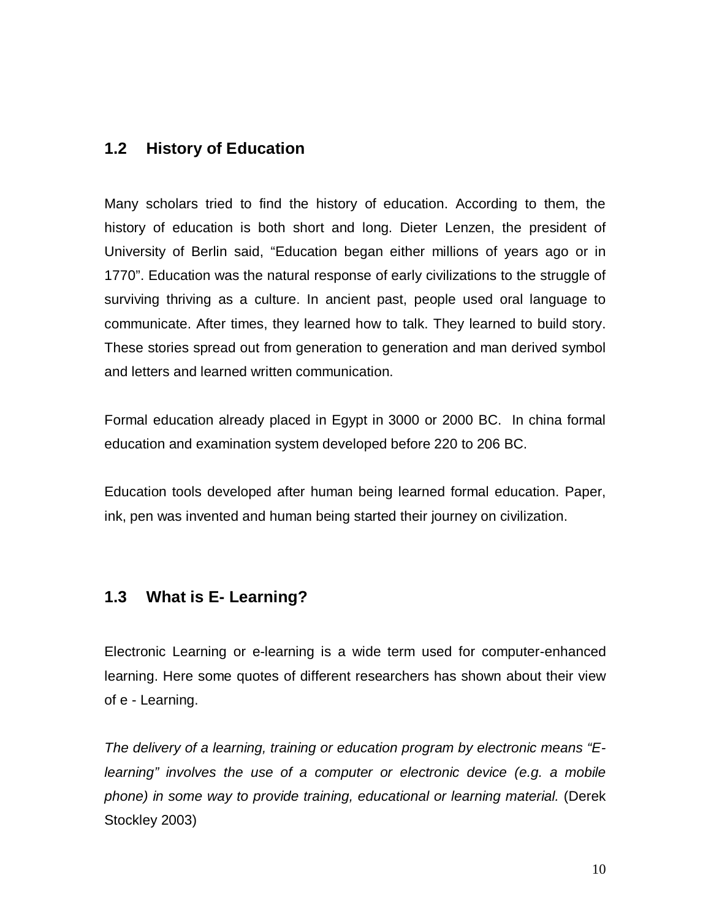## 1.2 History of Education

Many scholars tried to find the history of education. According to them, the history of education is both short and long. Dieter Lenzen, the president of University of Berlin said, “Education began either millions of years ago or in 1770”. Education was the natural response of early civilizations to the struggle of surviving thriving as a culture. In ancient past, people used oral language to communicate. After times, they learned how to talk. They learned to build story. These stories spread out from generation to generation and man derived symbol and letters and learned written communication.

Formal education already placed in Egypt in 3000 or 2000 BC. In china formal education and examination system developed before 220 to 206 BC.

Education tools developed after human being learned formal education. Paper, ink, pen was invented and human being started their journey on civilization.

## 1.3 What is E- Learning?

Electronic Learning or e-learning is a wide term used for computer-enhanced learning. Here some quotes of different researchers has shown about their view of e - Learning.

*The delivery of a learning, training or education program by electronic means “E-learning” involves the use of a computer or electronic device (e.g. a mobile phone) in some way to provide training, educational or learning material.* (Derek Stockley 2003)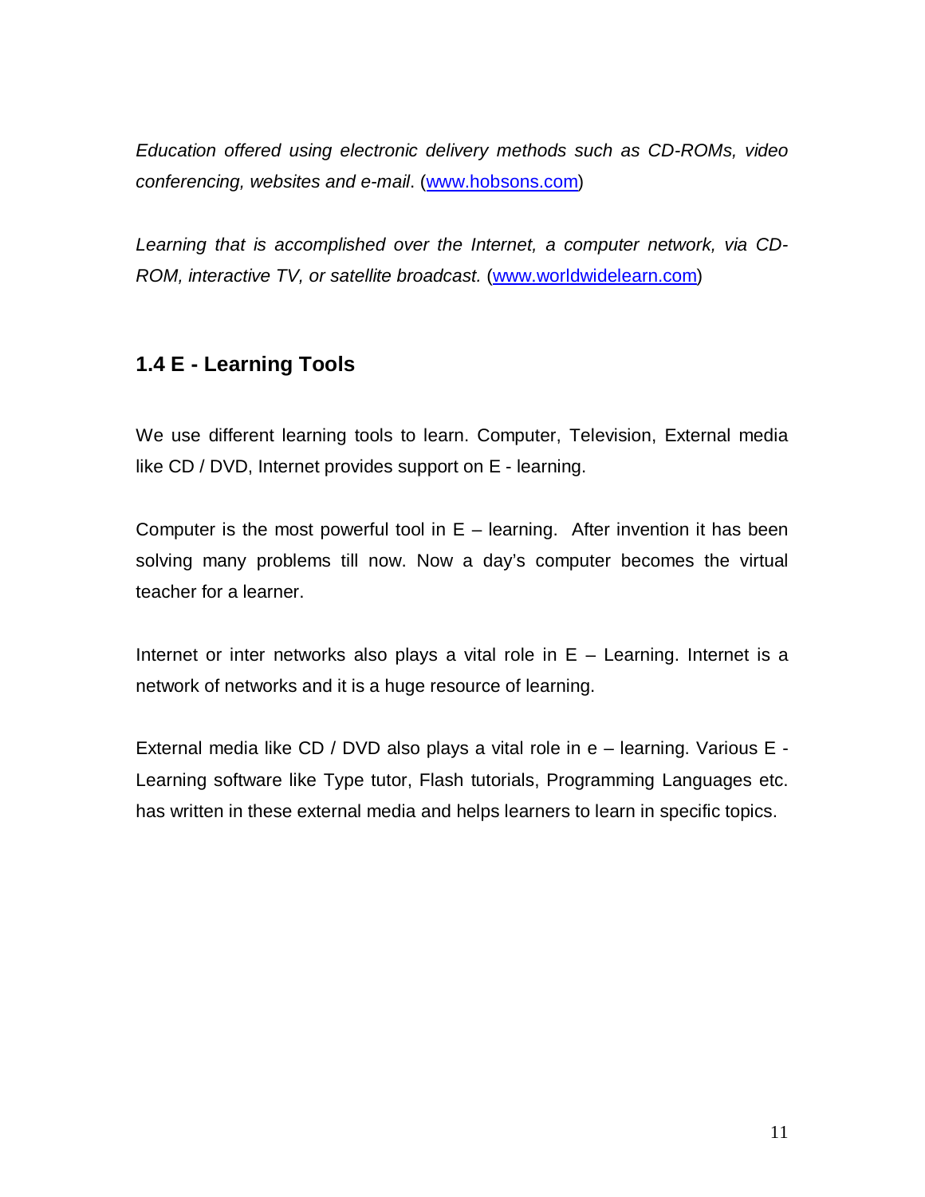*Education offered using electronic delivery methods such as CD-ROMs, video conferencing, websites and e-mail*. (www.hobsons.com)

*Learning that is accomplished over the Internet, a computer network, via CD-ROM, interactive TV, or satellite broadcast.* (www.worldwidelearn.com)

## 1.4 E - Learning Tools

We use different learning tools to learn. Computer, Television, External media like CD / DVD, Internet provides support on E - learning.

Computer is the most powerful tool in E – learning. After invention it has been solving many problems till now. Now a day's computer becomes the virtual teacher for a learner.

Internet or inter networks also plays a vital role in E – Learning. Internet is a network of networks and it is a huge resource of learning.

External media like CD / DVD also plays a vital role in e – learning. Various E - Learning software like Type tutor, Flash tutorials, Programming Languages etc. has written in these external media and helps learners to learn in specific topics.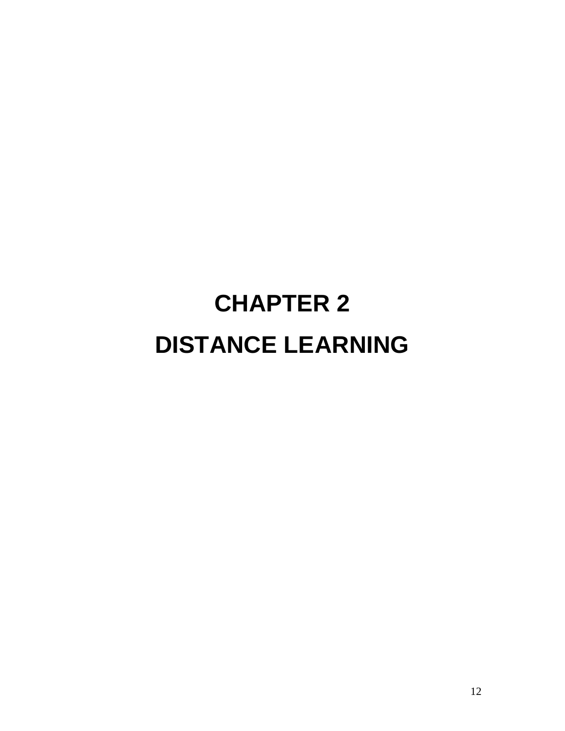# CHAPTER 2

# DISTANCE LEARNING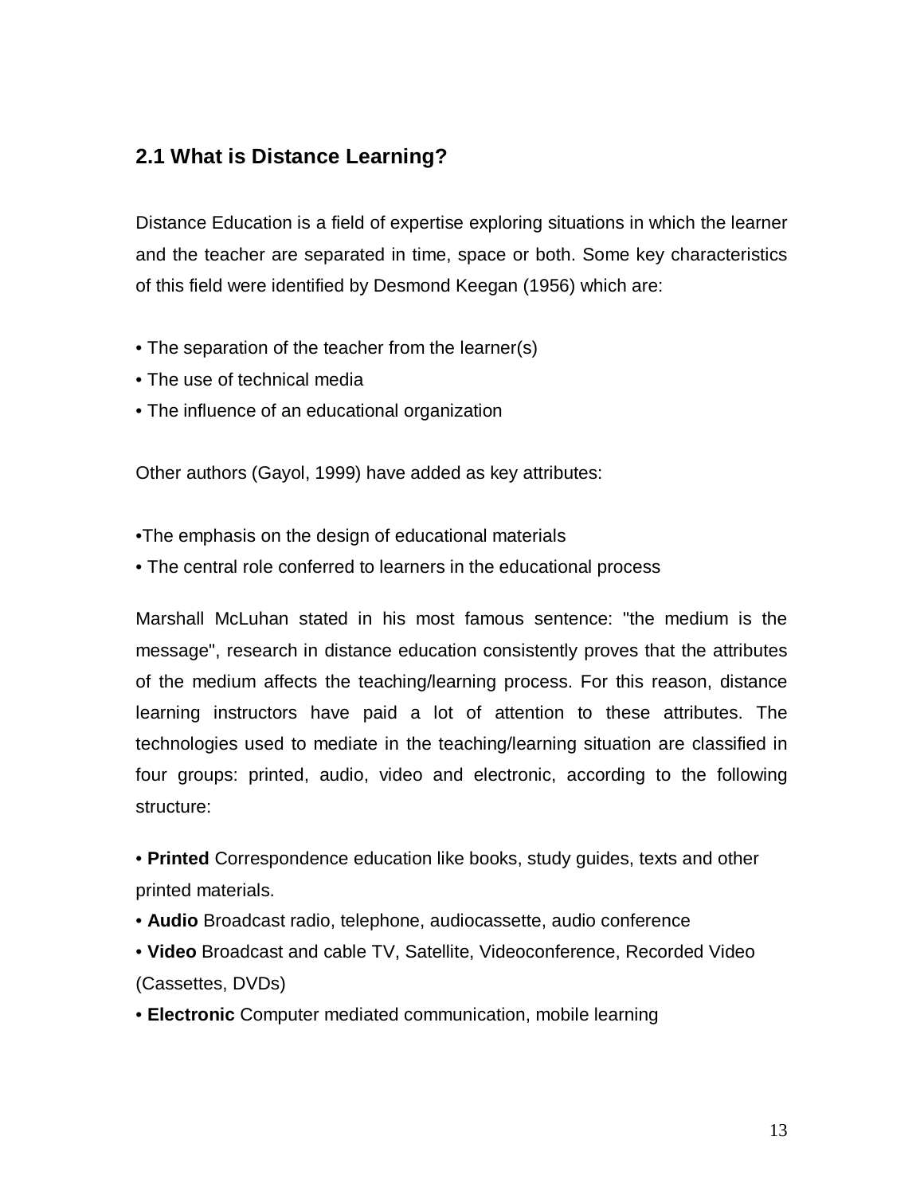## 2.1 What is Distance Learning?

Distance Education is a field of expertise exploring situations in which the learner and the teacher are separated in time, space or both. Some key characteristics of this field were identified by Desmond Keegan (1956) which are:

- The separation of the teacher from the learner(s)
- The use of technical media
- The influence of an educational organization

Other authors (Gayol, 1999) have added as key attributes:

- The emphasis on the design of educational materials
- The central role conferred to learners in the educational process

Marshall McLuhan stated in his most famous sentence: "the medium is the message", research in distance education consistently proves that the attributes of the medium affects the teaching/learning process. For this reason, distance learning instructors have paid a lot of attention to these attributes. The technologies used to mediate in the teaching/learning situation are classified in four groups: printed, audio, video and electronic, according to the following structure:

- **Printed** Correspondence education like books, study guides, texts and other printed materials.
- **Audio** Broadcast radio, telephone, audiocassette, audio conference
- **Video** Broadcast and cable TV, Satellite, Videoconference, Recorded Video (Cassettes, DVDs)
- **Electronic** Computer mediated communication, mobile learning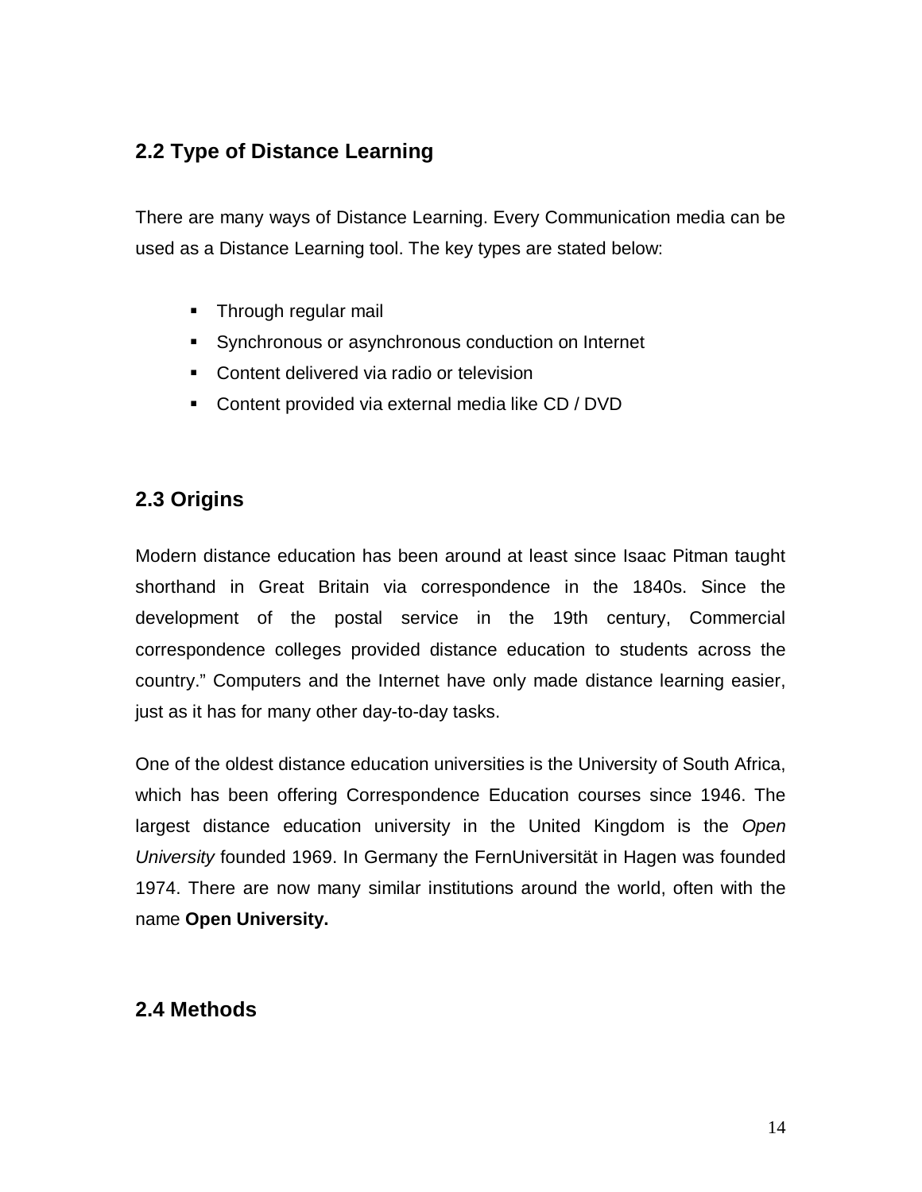## 2.2 Type of Distance Learning

There are many ways of Distance Learning. Every Communication media can be used as a Distance Learning tool. The key types are stated below:

- Through regular mail
- Synchronous or asynchronous conduction on Internet
- Content delivered via radio or television
- Content provided via external media like CD / DVD

## 2.3 Origins

Modern distance education has been around at least since Isaac Pitman taught shorthand in Great Britain via correspondence in the 1840s. Since the development of the postal service in the 19th century, Commercial correspondence colleges provided distance education to students across the country." Computers and the Internet have only made distance learning easier, just as it has for many other day-to-day tasks.

One of the oldest distance education universities is the University of South Africa, which has been offering Correspondence Education courses since 1946. The largest distance education university in the United Kingdom is the *Open University* founded 1969. In Germany the FernUniversität in Hagen was founded 1974. There are now many similar institutions around the world, often with the name **Open University.**

## 2.4 Methods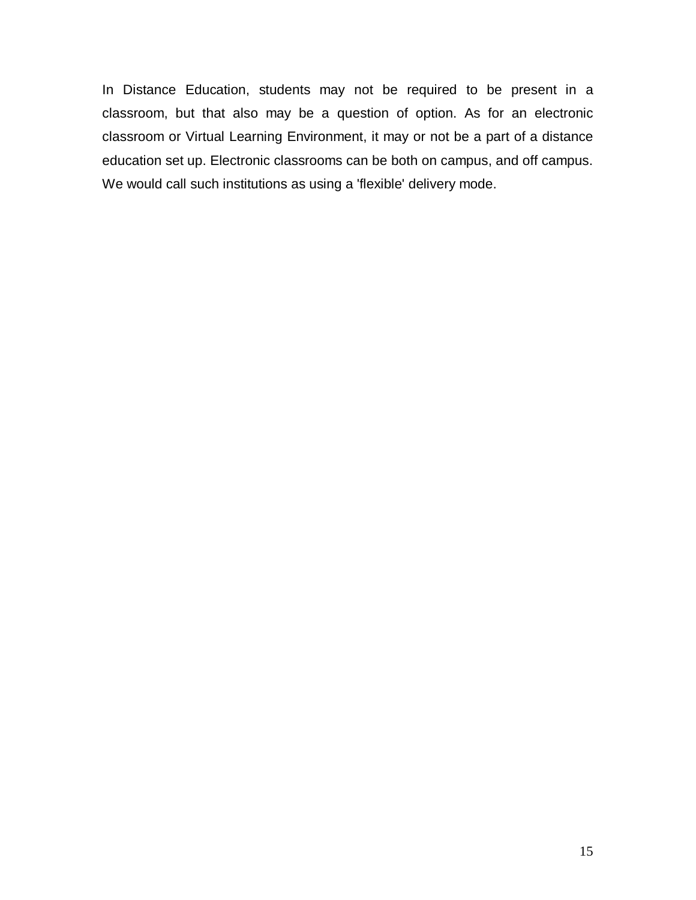In Distance Education, students may not be required to be present in a classroom, but that also may be a question of option. As for an electronic classroom or Virtual Learning Environment, it may or not be a part of a distance education set up. Electronic classrooms can be both on campus, and off campus. We would call such institutions as using a 'flexible' delivery mode.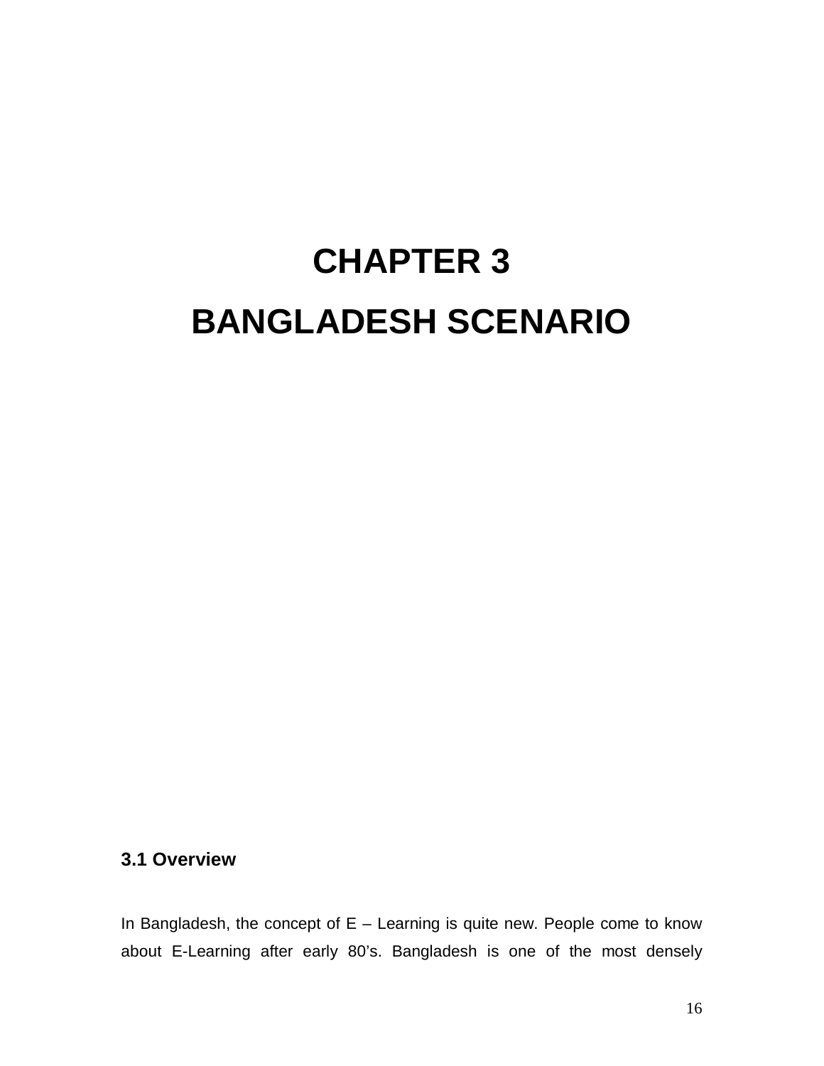# CHAPTER 3

# BANGLADESH SCENARIO

### 3.1 Overview

In Bangladesh, the concept of E – Learning is quite new. People come to know about E-Learning after early 80's. Bangladesh is one of the most densely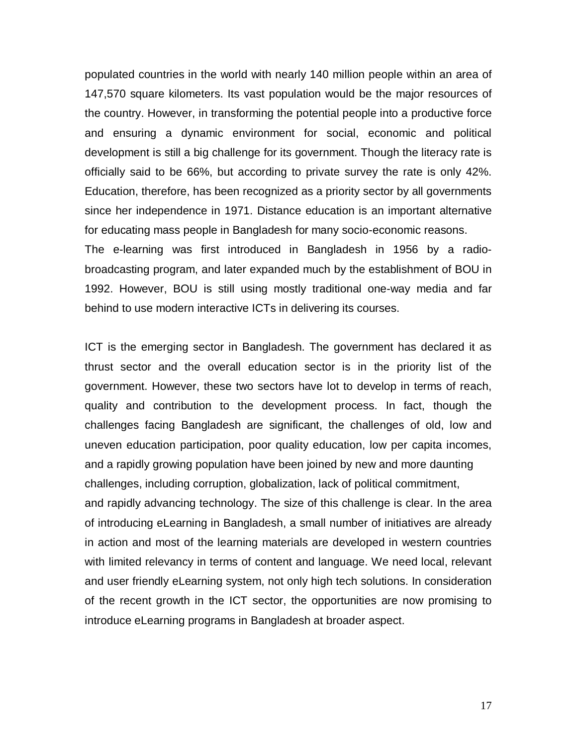populated countries in the world with nearly 140 million people within an area of 147,570 square kilometers. Its vast population would be the major resources of the country. However, in transforming the potential people into a productive force and ensuring a dynamic environment for social, economic and political development is still a big challenge for its government. Though the literacy rate is officially said to be 66%, but according to private survey the rate is only 42%. Education, therefore, has been recognized as a priority sector by all governments since her independence in 1971. Distance education is an important alternative for educating mass people in Bangladesh for many socio-economic reasons.
The e-learning was first introduced in Bangladesh in 1956 by a radio-broadcasting program, and later expanded much by the establishment of BOU in 1992. However, BOU is still using mostly traditional one-way media and far behind to use modern interactive ICTs in delivering its courses.

ICT is the emerging sector in Bangladesh. The government has declared it as thrust sector and the overall education sector is in the priority list of the government. However, these two sectors have lot to develop in terms of reach, quality and contribution to the development process. In fact, though the challenges facing Bangladesh are significant, the challenges of old, low and uneven education participation, poor quality education, low per capita incomes, and a rapidly growing population have been joined by new and more daunting challenges, including corruption, globalization, lack of political commitment, and rapidly advancing technology. The size of this challenge is clear. In the area of introducing eLearning in Bangladesh, a small number of initiatives are already in action and most of the learning materials are developed in western countries with limited relevancy in terms of content and language. We need local, relevant and user friendly eLearning system, not only high tech solutions. In consideration of the recent growth in the ICT sector, the opportunities are now promising to introduce eLearning programs in Bangladesh at broader aspect.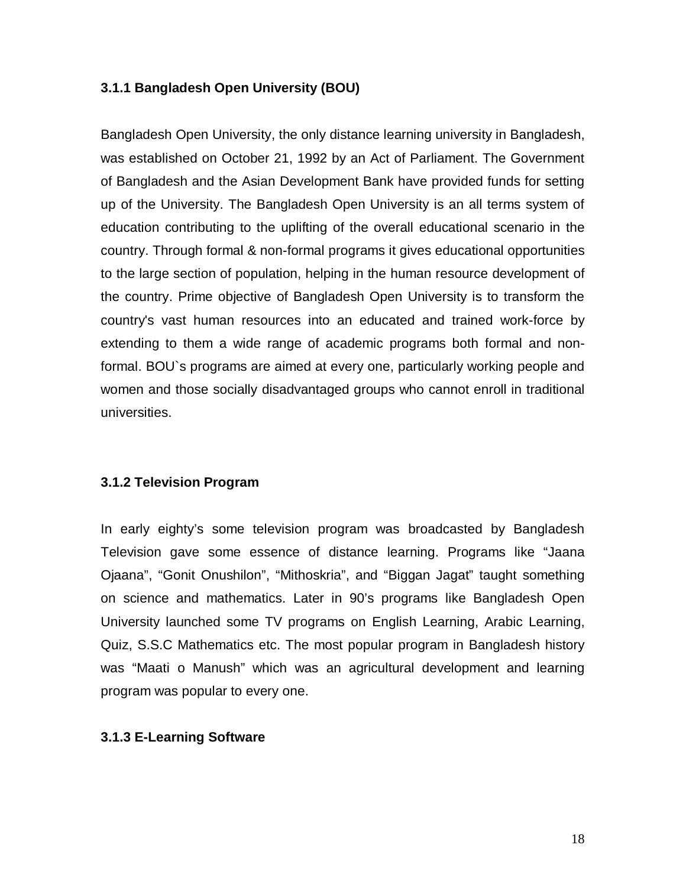### 3.1.1 Bangladesh Open University (BOU)

Bangladesh Open University, the only distance learning university in Bangladesh, was established on October 21, 1992 by an Act of Parliament. The Government of Bangladesh and the Asian Development Bank have provided funds for setting up of the University. The Bangladesh Open University is an all terms system of education contributing to the uplifting of the overall educational scenario in the country. Through formal & non-formal programs it gives educational opportunities to the large section of population, helping in the human resource development of the country. Prime objective of Bangladesh Open University is to transform the country's vast human resources into an educated and trained work-force by extending to them a wide range of academic programs both formal and non-formal. BOU`s programs are aimed at every one, particularly working people and women and those socially disadvantaged groups who cannot enroll in traditional universities.

### 3.1.2 Television Program

In early eighty's some television program was broadcasted by Bangladesh Television gave some essence of distance learning. Programs like "Jaana Ojaana", "Gonit Onushilon", "Mithoskria", and "Biggan Jagat" taught something on science and mathematics. Later in 90's programs like Bangladesh Open University launched some TV programs on English Learning, Arabic Learning, Quiz, S.S.C Mathematics etc. The most popular program in Bangladesh history was "Maati o Manush" which was an agricultural development and learning program was popular to every one.

### 3.1.3 E-Learning Software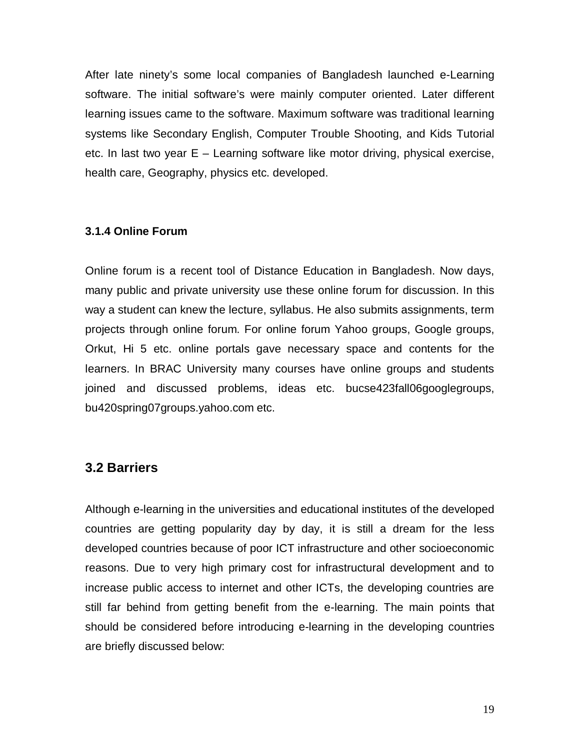After late ninety's some local companies of Bangladesh launched e-Learning software. The initial software's were mainly computer oriented. Later different learning issues came to the software. Maximum software was traditional learning systems like Secondary English, Computer Trouble Shooting, and Kids Tutorial etc. In last two year E – Learning software like motor driving, physical exercise, health care, Geography, physics etc. developed.

#### 3.1.4 Online Forum

Online forum is a recent tool of Distance Education in Bangladesh. Now days, many public and private university use these online forum for discussion. In this way a student can knew the lecture, syllabus. He also submits assignments, term projects through online forum. For online forum Yahoo groups, Google groups, Orkut, Hi 5 etc. online portals gave necessary space and contents for the learners. In BRAC University many courses have online groups and students joined and discussed problems, ideas etc. bucse423fall06googlegroups, bu420spring07groups.yahoo.com etc.

## 3.2 Barriers

Although e-learning in the universities and educational institutes of the developed countries are getting popularity day by day, it is still a dream for the less developed countries because of poor ICT infrastructure and other socioeconomic reasons. Due to very high primary cost for infrastructural development and to increase public access to internet and other ICTs, the developing countries are still far behind from getting benefit from the e-learning. The main points that should be considered before introducing e-learning in the developing countries are briefly discussed below: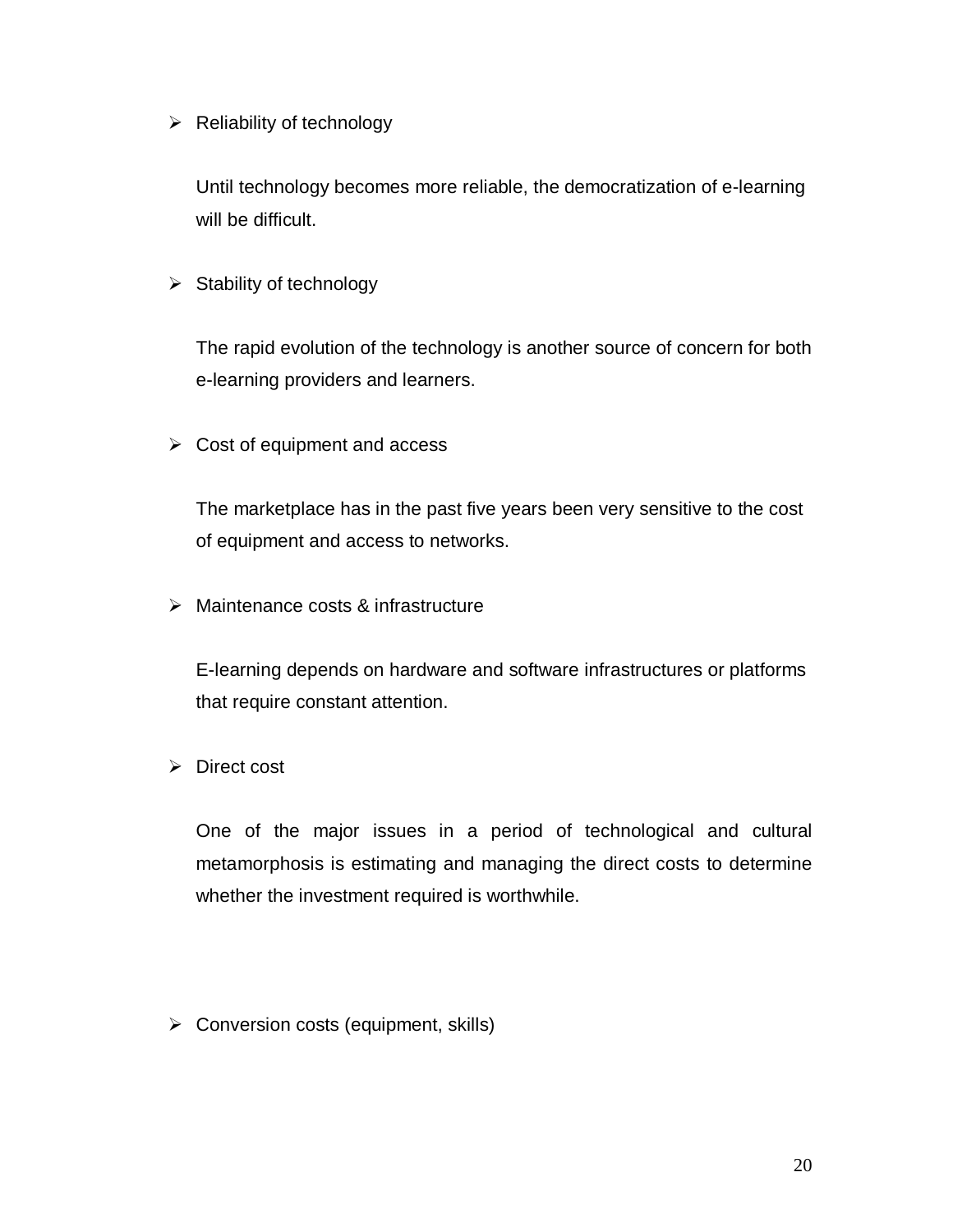- Reliability of technology

  Until technology becomes more reliable, the democratization of e-learning will be difficult.

- Stability of technology

  The rapid evolution of the technology is another source of concern for both e-learning providers and learners.

- Cost of equipment and access

  The marketplace has in the past five years been very sensitive to the cost of equipment and access to networks.

- Maintenance costs & infrastructure

  E-learning depends on hardware and software infrastructures or platforms that require constant attention.

- Direct cost

  One of the major issues in a period of technological and cultural metamorphosis is estimating and managing the direct costs to determine whether the investment required is worthwhile.

- Conversion costs (equipment, skills)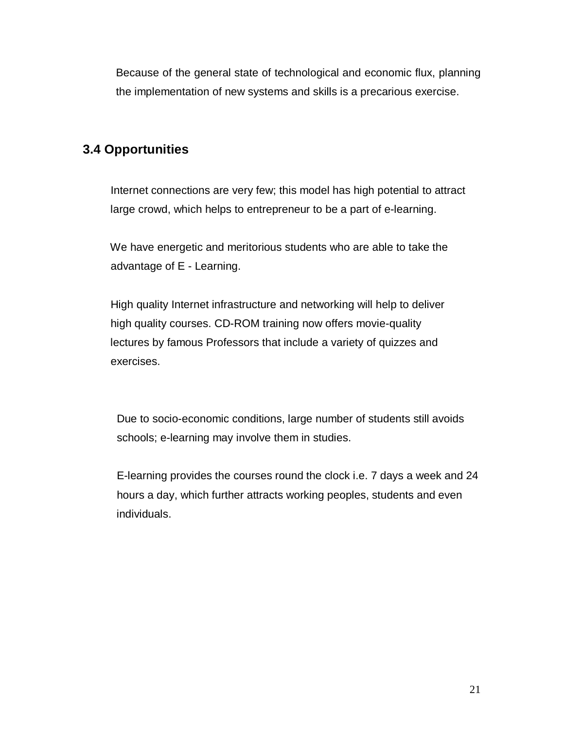Because of the general state of technological and economic flux, planning the implementation of new systems and skills is a precarious exercise.

## 3.4 Opportunities

Internet connections are very few; this model has high potential to attract large crowd, which helps to entrepreneur to be a part of e-learning.

We have energetic and meritorious students who are able to take the advantage of E - Learning.

High quality Internet infrastructure and networking will help to deliver high quality courses. CD-ROM training now offers movie-quality lectures by famous Professors that include a variety of quizzes and exercises.

Due to socio-economic conditions, large number of students still avoids schools; e-learning may involve them in studies.

E-learning provides the courses round the clock i.e. 7 days a week and 24 hours a day, which further attracts working peoples, students and even individuals.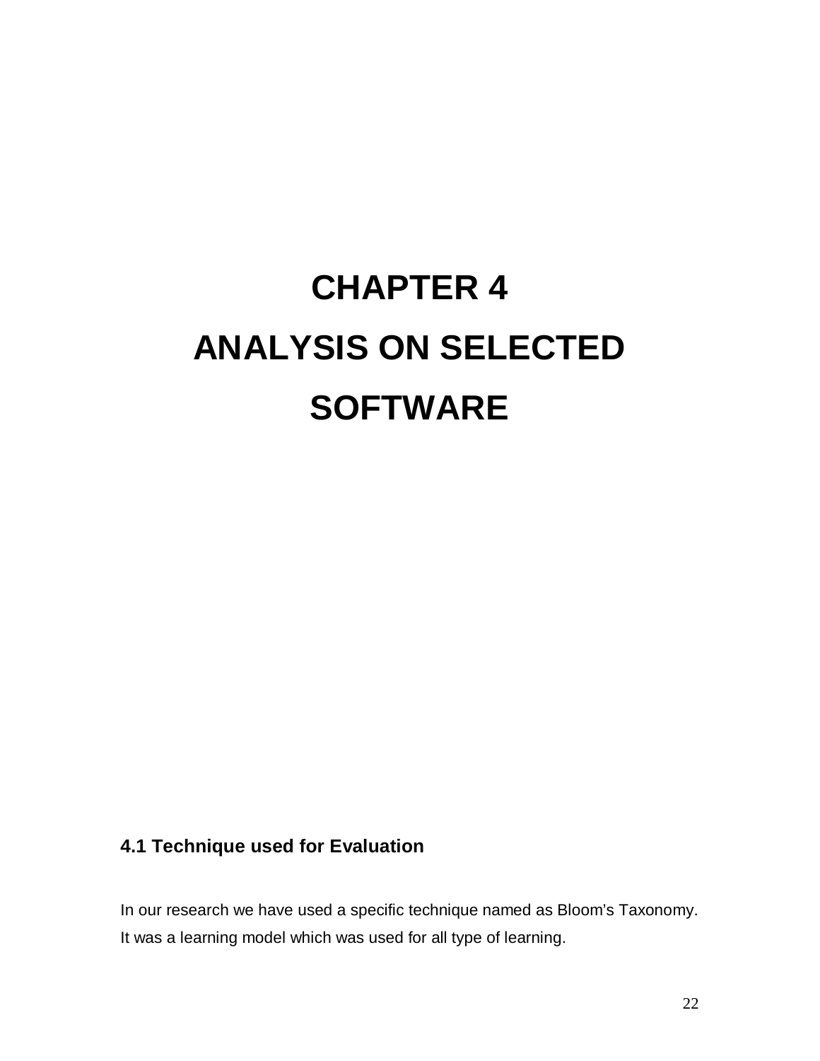# CHAPTER 4

# ANALYSIS ON SELECTED SOFTWARE

## 4.1 Technique used for Evaluation

In our research we have used a specific technique named as Bloom's Taxonomy. It was a learning model which was used for all type of learning.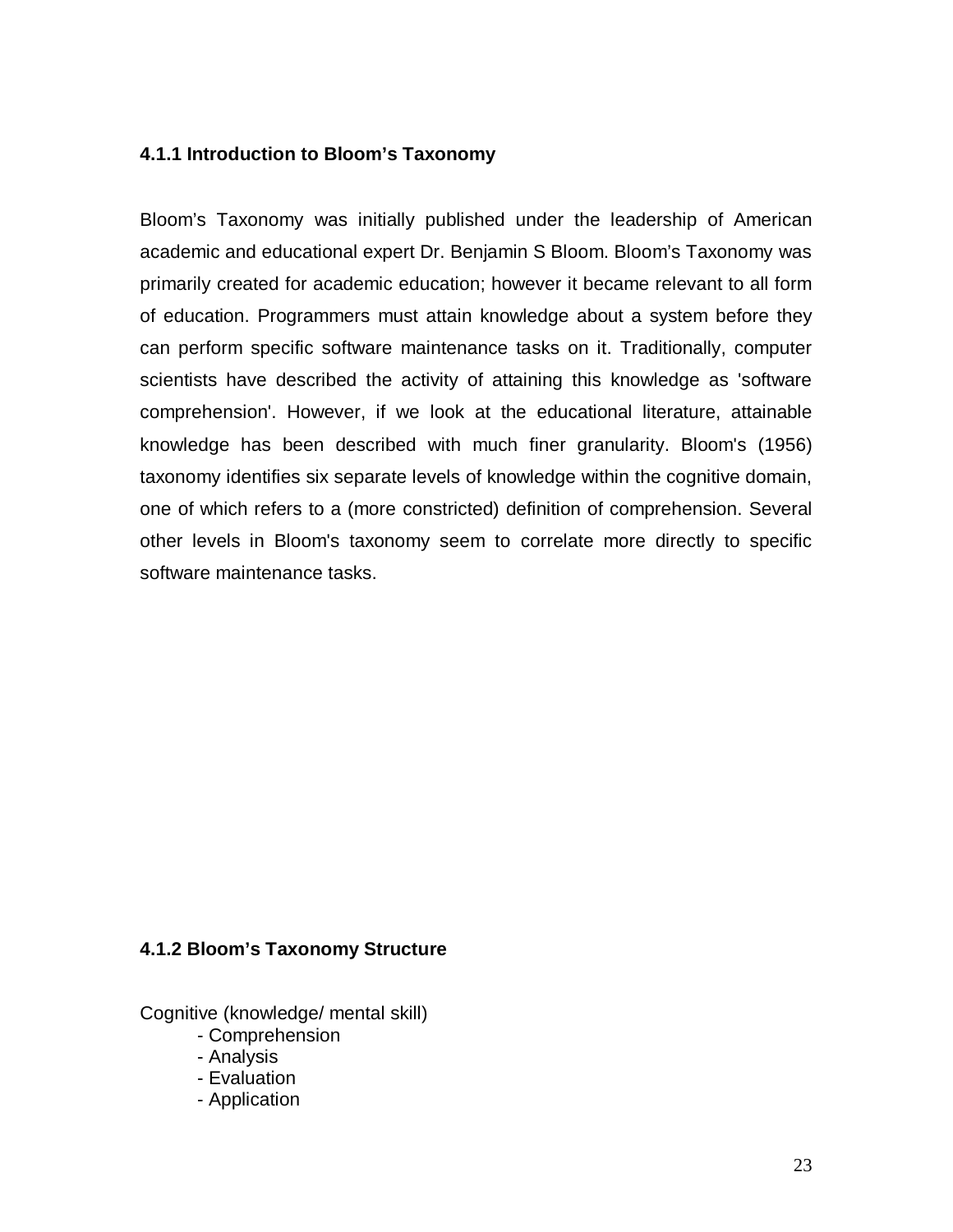### 4.1.1 Introduction to Bloom's Taxonomy

Bloom's Taxonomy was initially published under the leadership of American academic and educational expert Dr. Benjamin S Bloom. Bloom's Taxonomy was primarily created for academic education; however it became relevant to all form of education. Programmers must attain knowledge about a system before they can perform specific software maintenance tasks on it. Traditionally, computer scientists have described the activity of attaining this knowledge as 'software comprehension'. However, if we look at the educational literature, attainable knowledge has been described with much finer granularity. Bloom's (1956) taxonomy identifies six separate levels of knowledge within the cognitive domain, one of which refers to a (more constricted) definition of comprehension. Several other levels in Bloom's taxonomy seem to correlate more directly to specific software maintenance tasks.

### 4.1.2 Bloom's Taxonomy Structure

Cognitive (knowledge/ mental skill)

- Comprehension
- Analysis
- Evaluation
- Application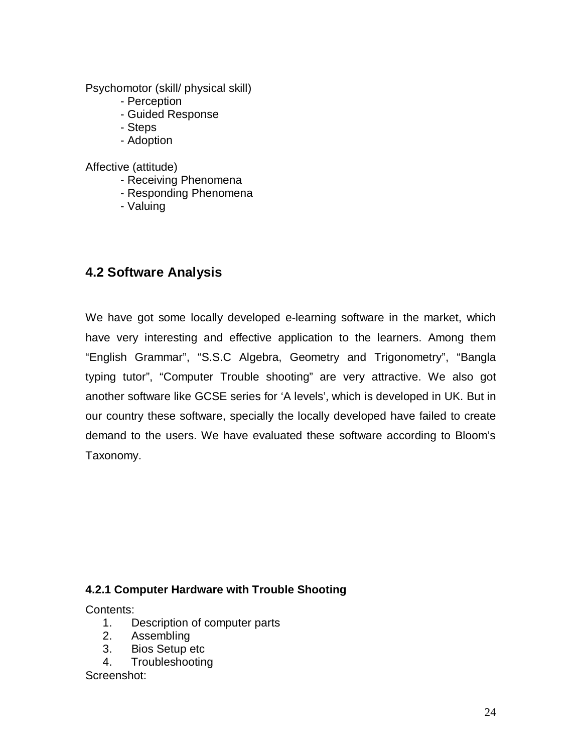Psychomotor (skill/ physical skill)

- Perception
- Guided Response
- Steps
- Adoption

Affective (attitude)

- Receiving Phenomena
- Responding Phenomena
- Valuing

## 4.2 Software Analysis

We have got some locally developed e-learning software in the market, which have very interesting and effective application to the learners. Among them “English Grammar”, “S.S.C Algebra, Geometry and Trigonometry”, “Bangla typing tutor”, “Computer Trouble shooting” are very attractive. We also got another software like GCSE series for ‘A levels’, which is developed in UK. But in our country these software, specially the locally developed have failed to create demand to the users. We have evaluated these software according to Bloom’s Taxonomy.

### 4.2.1 Computer Hardware with Trouble Shooting

Contents:

1. Description of computer parts
2. Assembling
3. Bios Setup etc
4. Troubleshooting

Screenshot: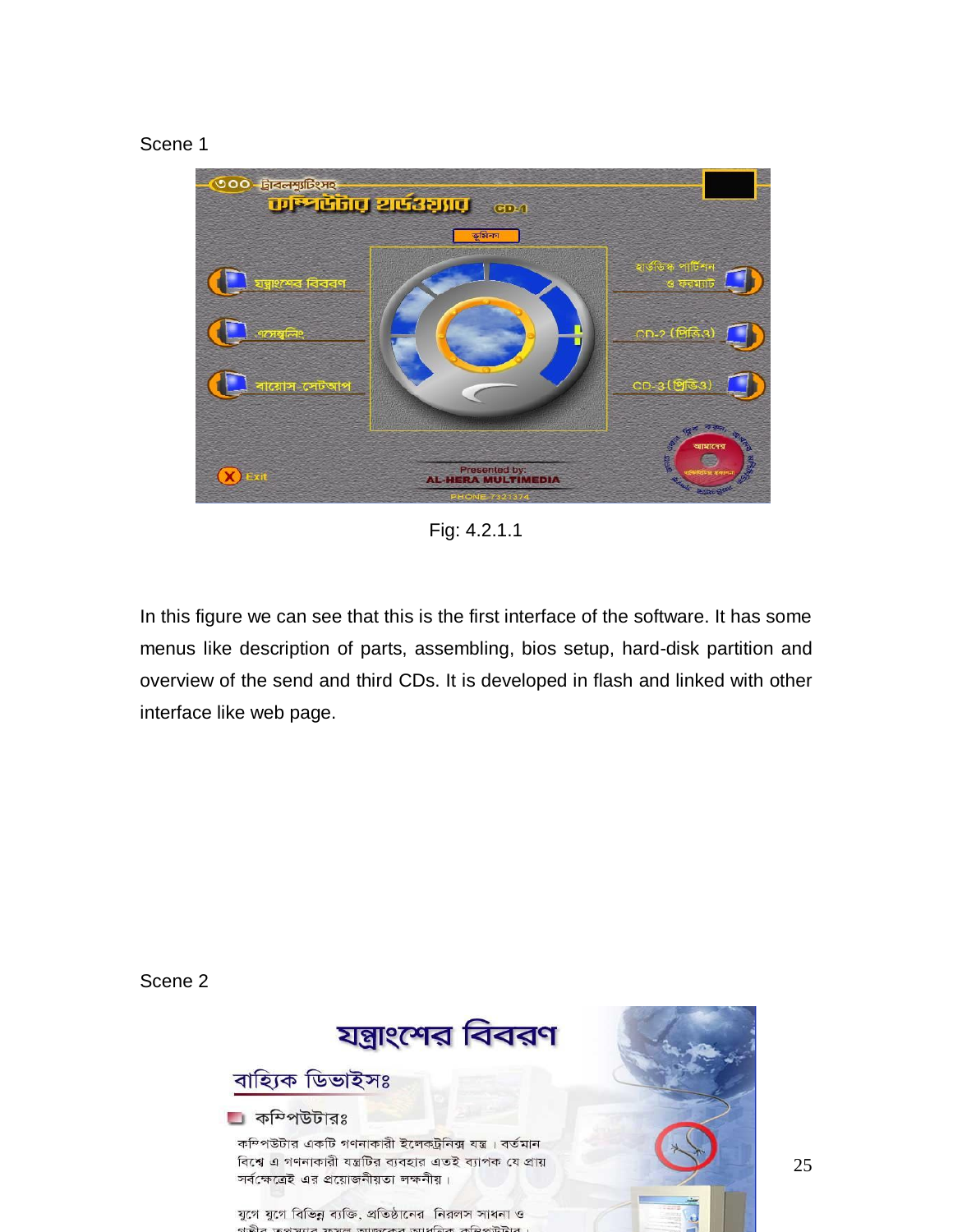Scene 1

Fig: 4.2.1.1

In this figure we can see that this is the first interface of the software. It has some menus like description of parts, assembling, bios setup, hard-disk partition and overview of the send and third CDs. It is developed in flash and linked with other interface like web page.

Scene 2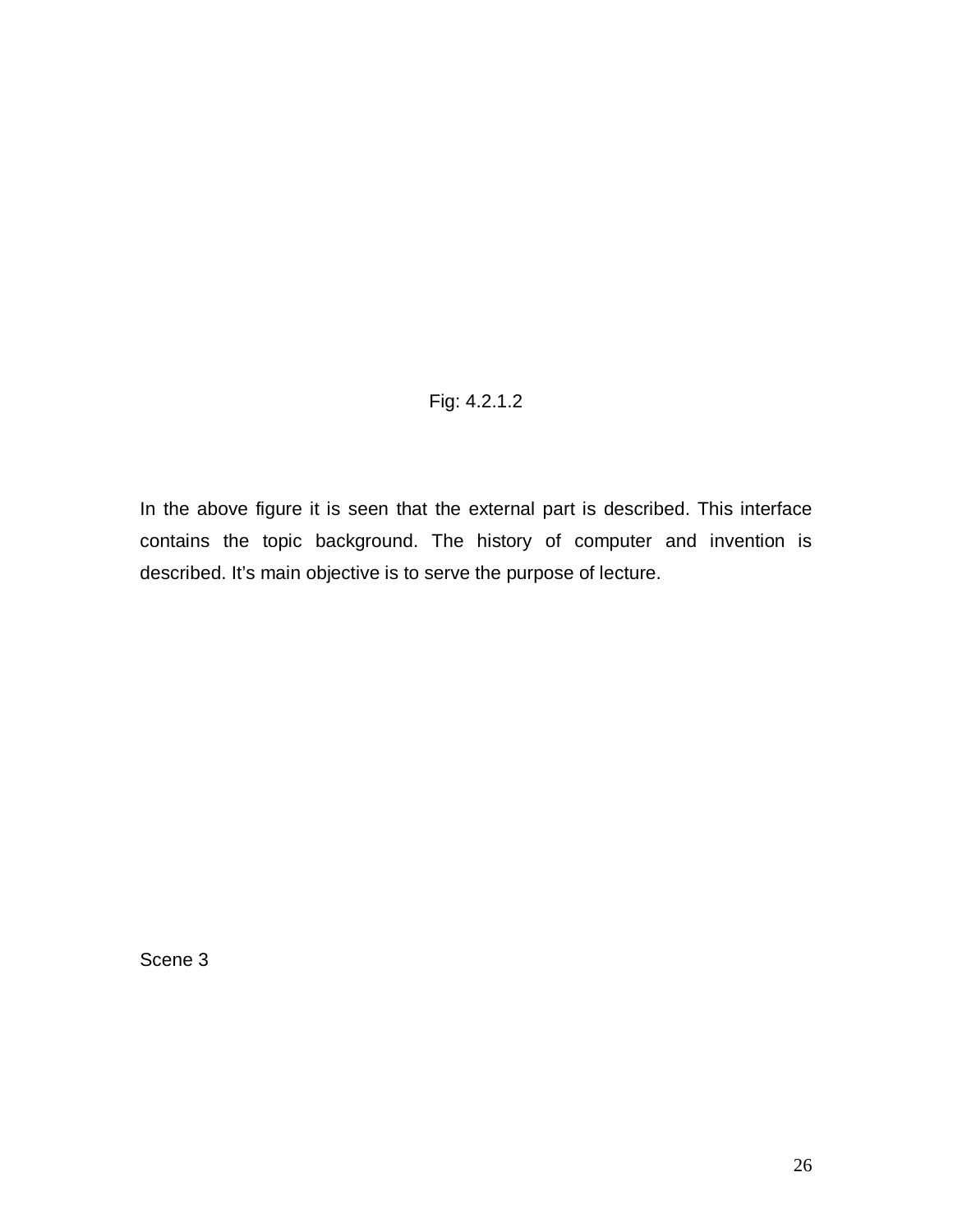Fig: 4.2.1.2

In the above figure it is seen that the external part is described. This interface contains the topic background. The history of computer and invention is described. It’s main objective is to serve the purpose of lecture.

Scene 3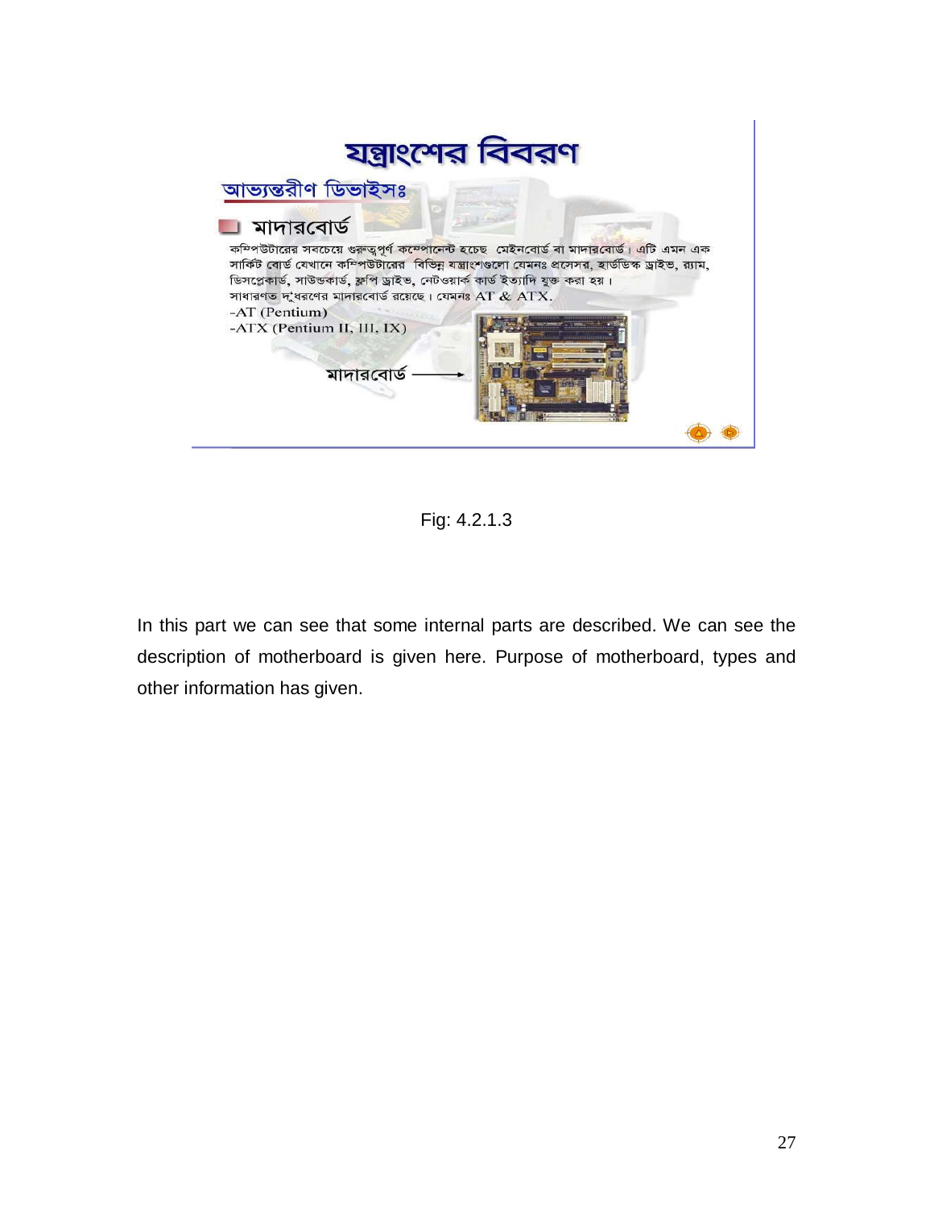# যন্ত্রাংশের বিবরণ

## আভ্যন্তরীণ ডিভাইসঃ

### মাদারবোর্ড

কম্পিউটারের সবচেয়ে গুরুত্বপূর্ণ কম্পোনেন্ট হচেছ মেইনবোর্ড বা মাদারবোর্ড। এটি এমন এক সার্কিট বোর্ড যেখানে কম্পিউটারের বিভিন্ন যন্ত্রাংশগুলো যেমনঃ প্রসেসর, হার্ডডিস্ক ড্রাইভ, র‍্যাম, ডিসপ্লেকার্ড, সাউন্ডকার্ড, ফ্লপি ড্রাইভ, নেটওয়ার্ক কার্ড ইত্যাদি যুক্ত করা হয়।

সাধারণত দু'ধরণের মাদারবোর্ড রয়েছে। যেমনঃ AT & ATX.

-AT (Pentium)

-ATX (Pentium II, III, IX)

মাদারবোর্ড →

Fig: 4.2.1.3

In this part we can see that some internal parts are described. We can see the description of motherboard is given here. Purpose of motherboard, types and other information has given.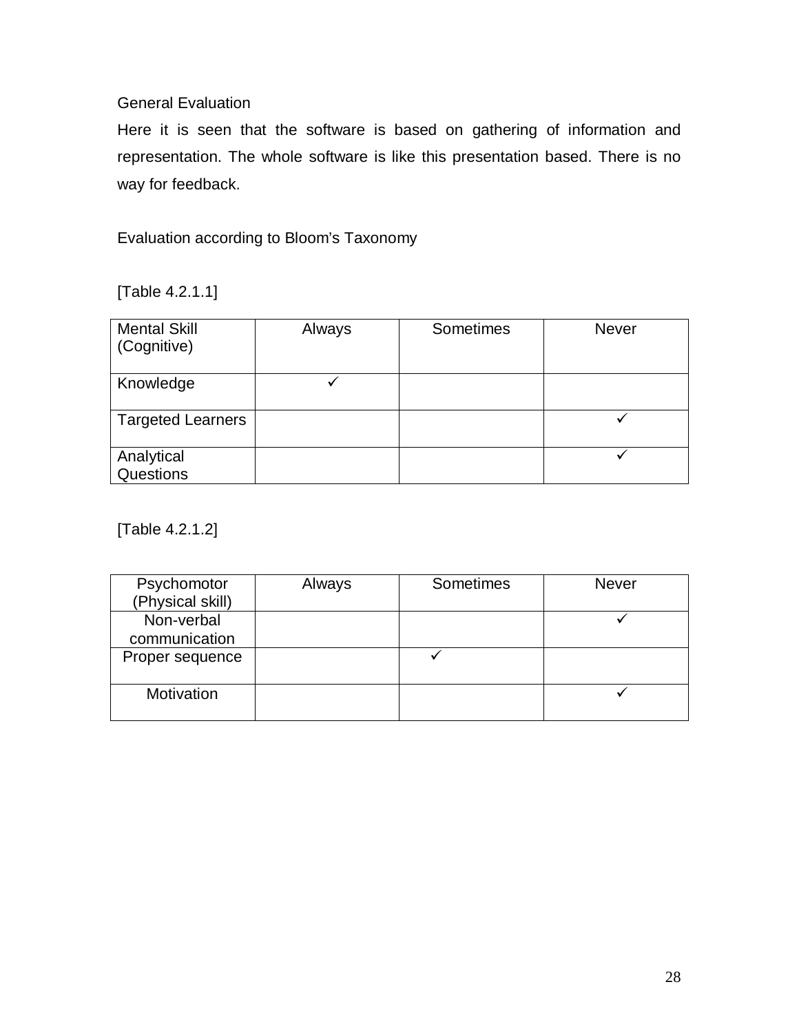General Evaluation

Here it is seen that the software is based on gathering of information and representation. The whole software is like this presentation based. There is no way for feedback.

Evaluation according to Bloom's Taxonomy

[Table 4.2.1.1]

| Mental Skill (Cognitive) | Always | Sometimes | Never |
|---|---|---|---|
| Knowledge | ✓ | | |
| Targeted Learners | | | ✓ |
| Analytical Questions | | | ✓ |

[Table 4.2.1.2]

| Psychomotor (Physical skill) | Always | Sometimes | Never |
|---|---|---|---|
| Non-verbal communication | | | ✓ |
| Proper sequence | | ✓ | |
| Motivation | | | ✓ |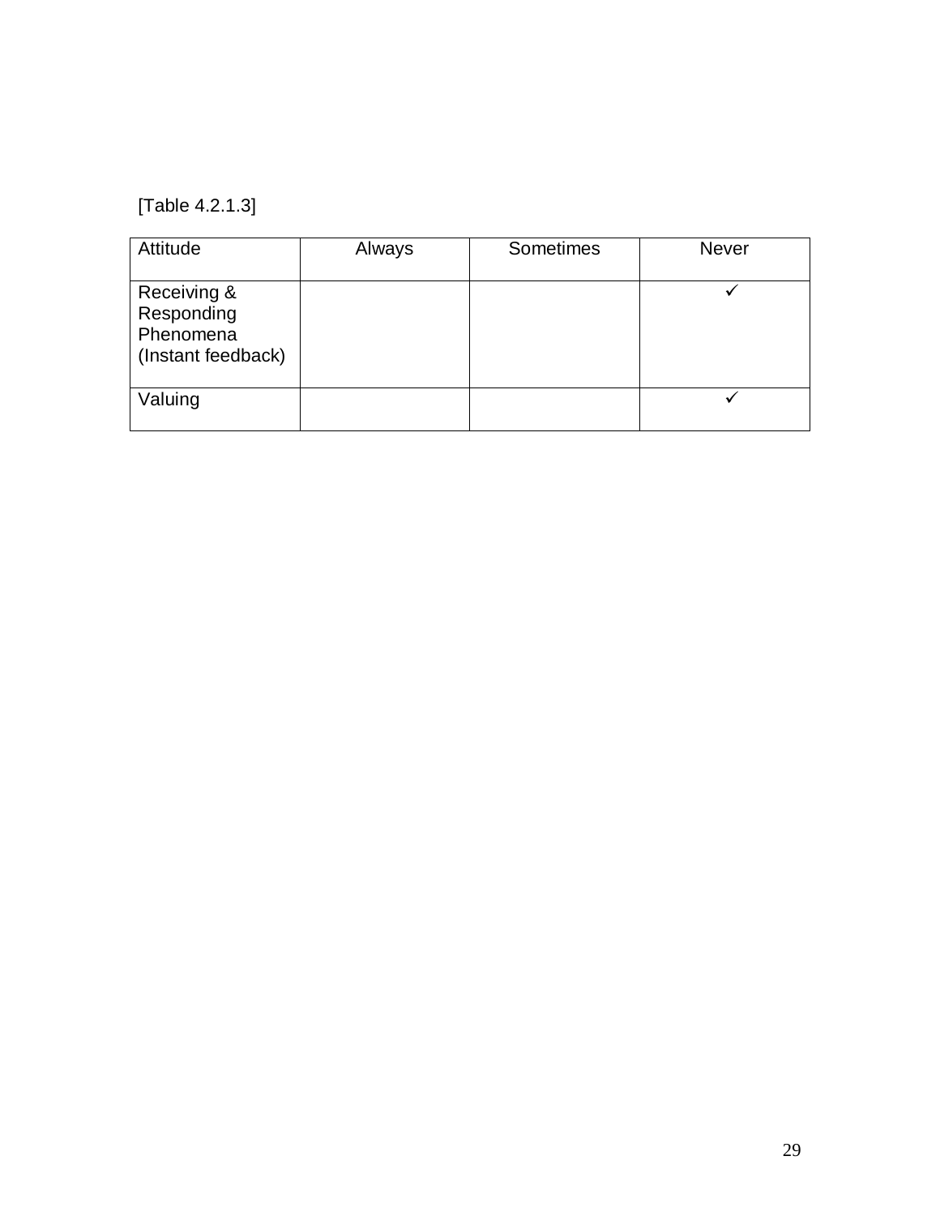[Table 4.2.1.3]

| Attitude | Always | Sometimes | Never |
| --- | --- | --- | --- |
| Receiving & Responding Phenomena (Instant feedback) | | | ✓ |
| Valuing | | | ✓ |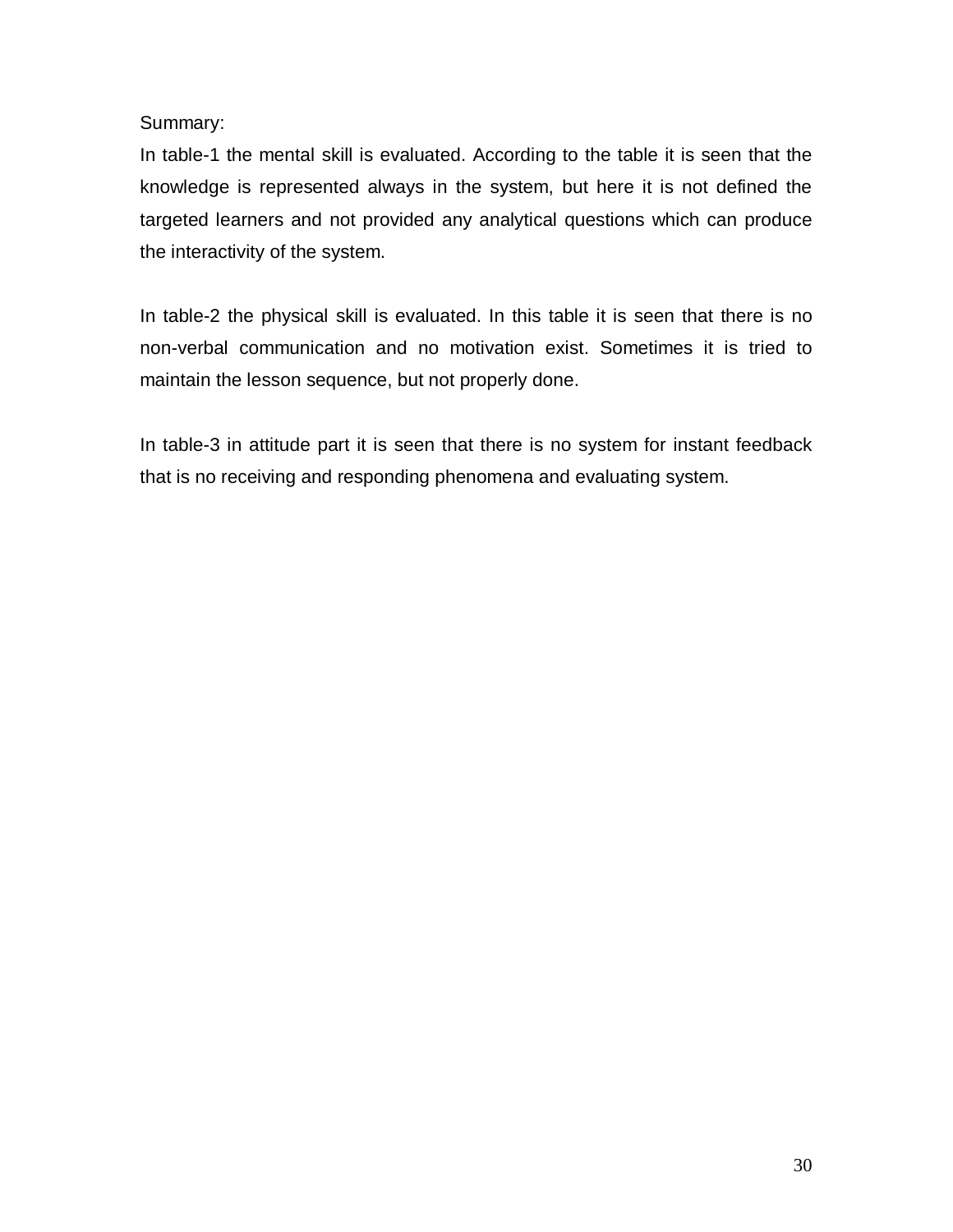Summary:

In table-1 the mental skill is evaluated. According to the table it is seen that the knowledge is represented always in the system, but here it is not defined the targeted learners and not provided any analytical questions which can produce the interactivity of the system.

In table-2 the physical skill is evaluated. In this table it is seen that there is no non-verbal communication and no motivation exist. Sometimes it is tried to maintain the lesson sequence, but not properly done.

In table-3 in attitude part it is seen that there is no system for instant feedback that is no receiving and responding phenomena and evaluating system.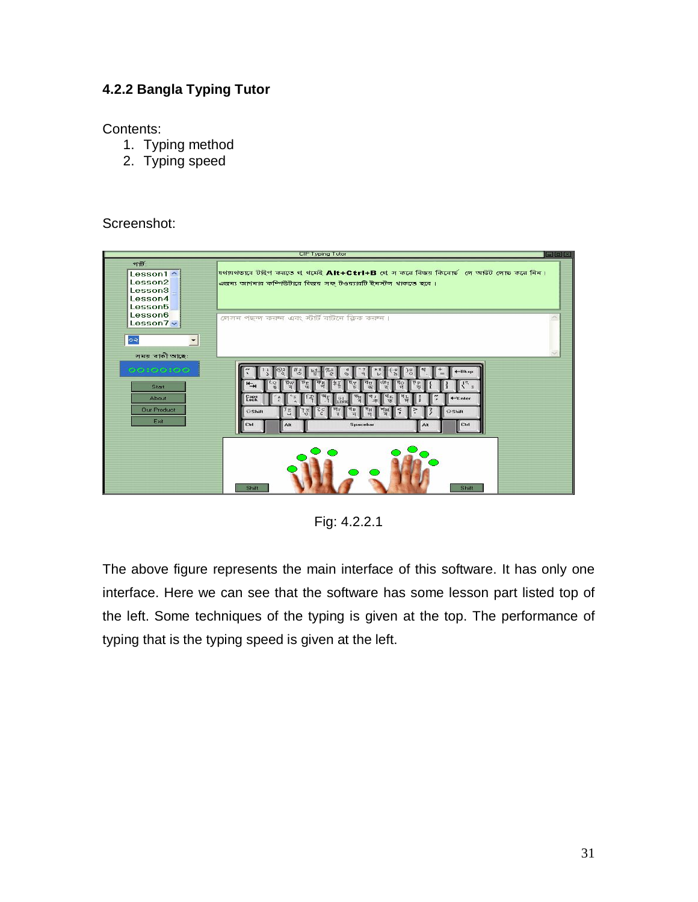### 4.2.2 Bangla Typing Tutor

Contents:

1. Typing method
2. Typing speed

Screenshot:

Fig: 4.2.2.1

The above figure represents the main interface of this software. It has only one interface. Here we can see that the software has some lesson part listed top of the left. Some techniques of the typing is given at the top. The performance of typing that is the typing speed is given at the left.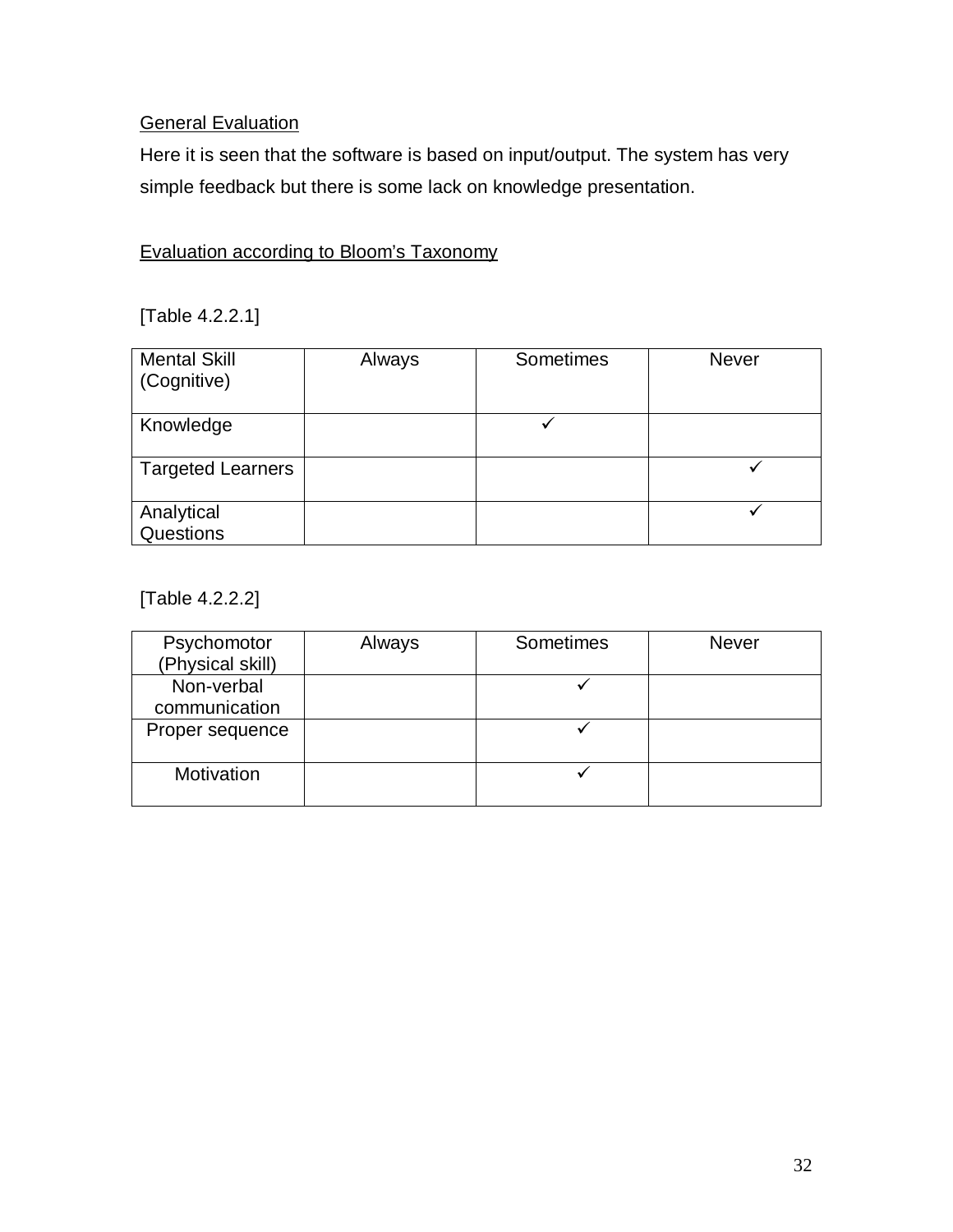General Evaluation

Here it is seen that the software is based on input/output. The system has very simple feedback but there is some lack on knowledge presentation.

Evaluation according to Bloom's Taxonomy

[Table 4.2.2.1]

| Mental Skill (Cognitive) | Always | Sometimes | Never |
|---|---|---|---|
| Knowledge | | ✓ | |
| Targeted Learners | | | ✓ |
| Analytical Questions | | | ✓ |

[Table 4.2.2.2]

| Psychomotor (Physical skill) | Always | Sometimes | Never |
|---|---|---|---|
| Non-verbal communication | | ✓ | |
| Proper sequence | | ✓ | |
| Motivation | | ✓ | |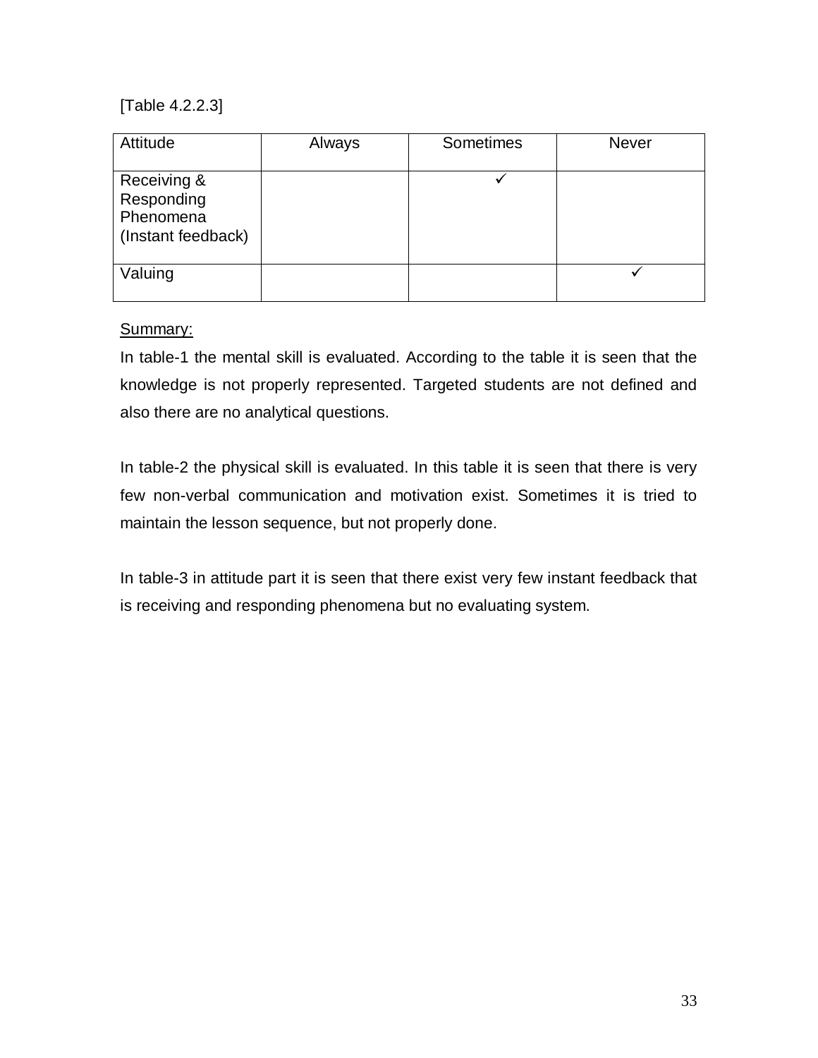[Table 4.2.2.3]

| Attitude | Always | Sometimes | Never |
|---|---|---|---|
| Receiving & Responding Phenomena (Instant feedback) | | ✓ | |
| Valuing | | | ✓ |

<u>Summary:</u>

In table-1 the mental skill is evaluated. According to the table it is seen that the knowledge is not properly represented. Targeted students are not defined and also there are no analytical questions.

In table-2 the physical skill is evaluated. In this table it is seen that there is very few non-verbal communication and motivation exist. Sometimes it is tried to maintain the lesson sequence, but not properly done.

In table-3 in attitude part it is seen that there exist very few instant feedback that is receiving and responding phenomena but no evaluating system.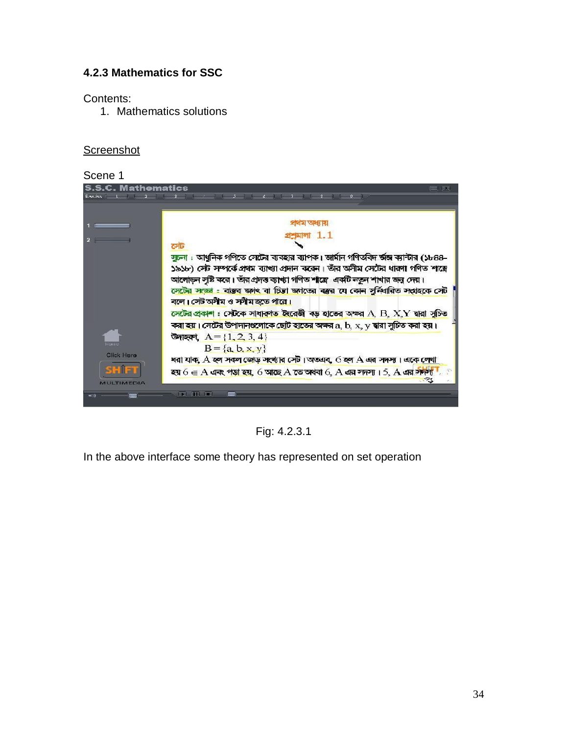### 4.2.3 Mathematics for SSC

Contents:

1. Mathematics solutions

Screenshot

Scene 1

Fig: 4.2.3.1

In the above interface some theory has represented on set operation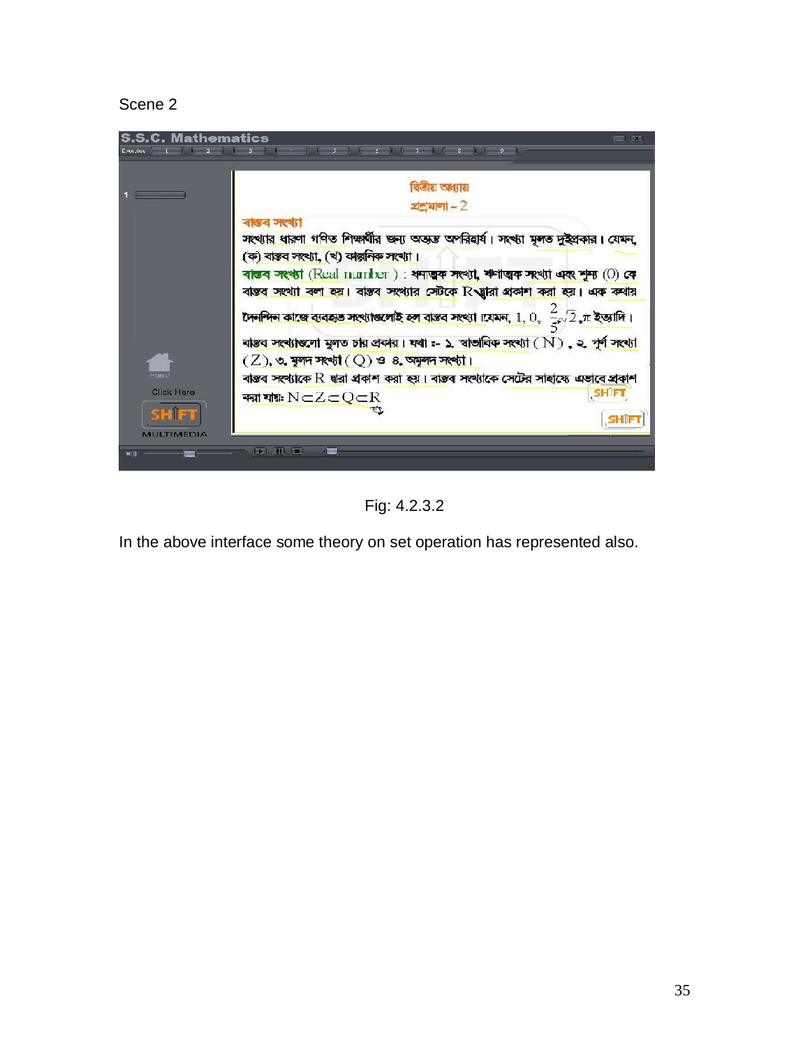Scene 2

দ্বিতীয় অধ্যায়

প্রশ্নমালা – 2

**বাস্তব সংখ্যা**

সংখ্যার ধারণা গণিত শিক্ষার্থীর জন্য অত্যন্ত অপরিহার্য। সংখ্যা মূলত দুইপ্রকার। যেমন, (ক) বাস্তব সংখ্যা, (খ) কাল্পনিক সংখ্যা।

**বাস্তব সংখ্যা** (Real number) : ধনাত্মক সংখ্যা, ঋণাত্মক সংখ্যা এবং শূন্য (0) কে বাস্তব সংখ্যা বলা হয়। বাস্তব সংখ্যার সেটকে R দ্বারা প্রকাশ করা হয়। এক কথায় দৈনন্দিন কাজে ব্যবহৃত সংখ্যাগুলোই হল বাস্তব সংখ্যা। যেমন, $1, 0, \frac{2}{5}, \sqrt{2}, \pi$ ইত্যাদি।

বাস্তব সংখ্যাগুলো মূলত চার প্রকার। যথা :- ১. স্বাভাবিক সংখ্যা (N), ২. পূর্ণ সংখ্যা (Z), ৩. মূলদ সংখ্যা (Q) ও ৪. অমূলদ সংখ্যা।

বাস্তব সংখ্যাকে R দ্বারা প্রকাশ করা হয়। বাস্তব সংখ্যাকে সেটের সাহায্যে এভাবে প্রকাশ করা যায়: $N \subset Z \subset Q \subset R$

Fig: 4.2.3.2

In the above interface some theory on set operation has represented also.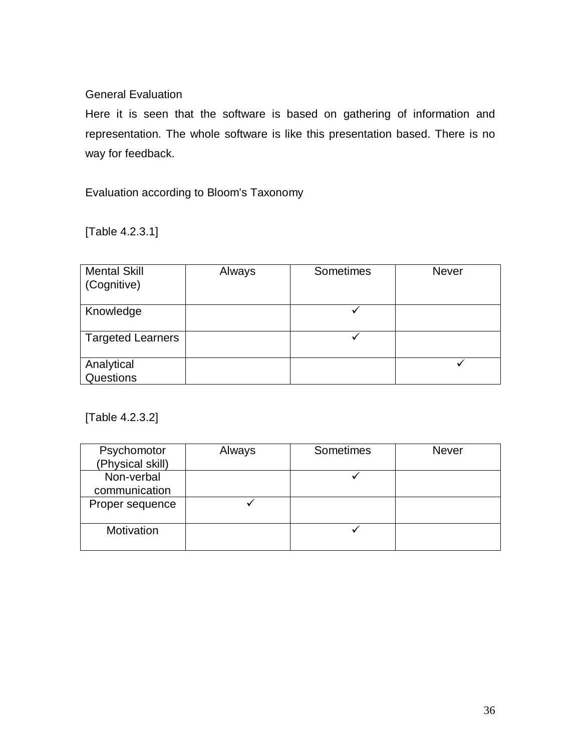General Evaluation

Here it is seen that the software is based on gathering of information and representation. The whole software is like this presentation based. There is no way for feedback.

Evaluation according to Bloom's Taxonomy

[Table 4.2.3.1]

| Mental Skill (Cognitive) | Always | Sometimes | Never |
|---|---|---|---|
| Knowledge | | ✓ | |
| Targeted Learners | | ✓ | |
| Analytical Questions | | | ✓ |

[Table 4.2.3.2]

| Psychomotor (Physical skill) | Always | Sometimes | Never |
|---|---|---|---|
| Non-verbal communication | | ✓ | |
| Proper sequence | ✓ | | |
| Motivation | | ✓ | |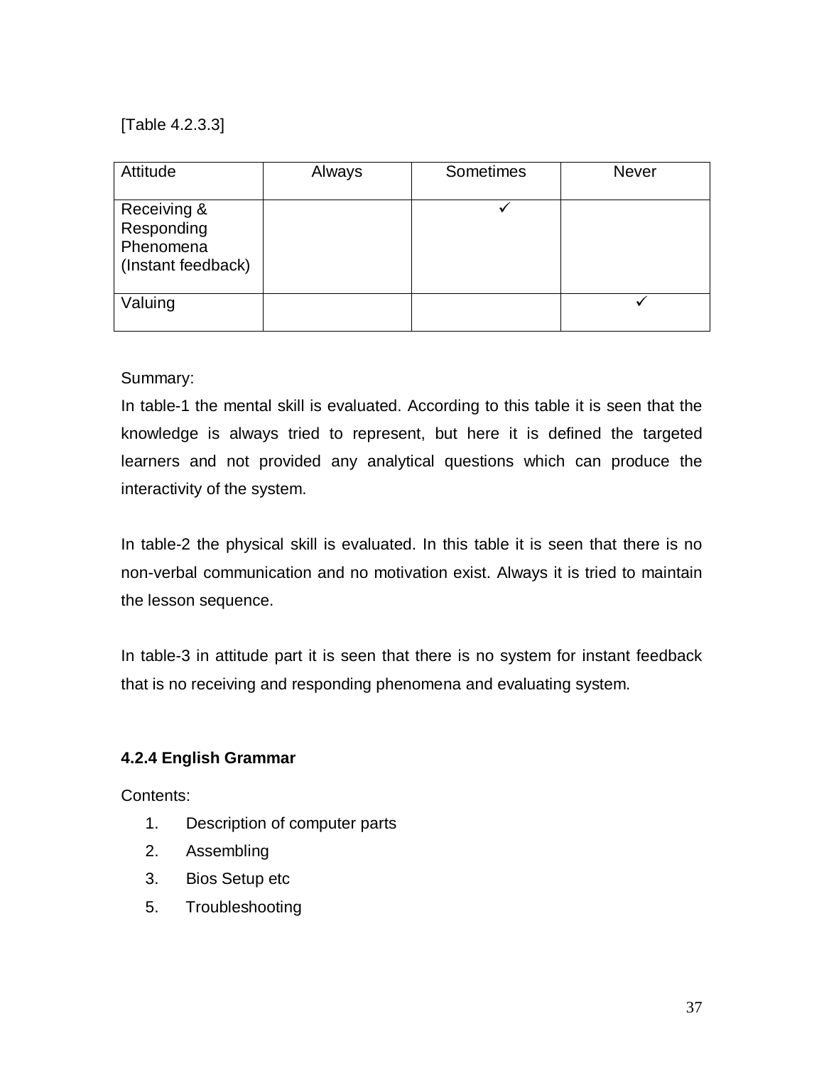[Table 4.2.3.3]

| Attitude | Always | Sometimes | Never |
| --- | --- | --- | --- |
| Receiving & Responding Phenomena (Instant feedback) | | ✓ | |
| Valuing | | | ✓ |

Summary:

In table-1 the mental skill is evaluated. According to this table it is seen that the knowledge is always tried to represent, but here it is defined the targeted learners and not provided any analytical questions which can produce the interactivity of the system.

In table-2 the physical skill is evaluated. In this table it is seen that there is no non-verbal communication and no motivation exist. Always it is tried to maintain the lesson sequence.

In table-3 in attitude part it is seen that there is no system for instant feedback that is no receiving and responding phenomena and evaluating system.

**4.2.4 English Grammar**

Contents:

1. Description of computer parts
2. Assembling
3. Bios Setup etc
5. Troubleshooting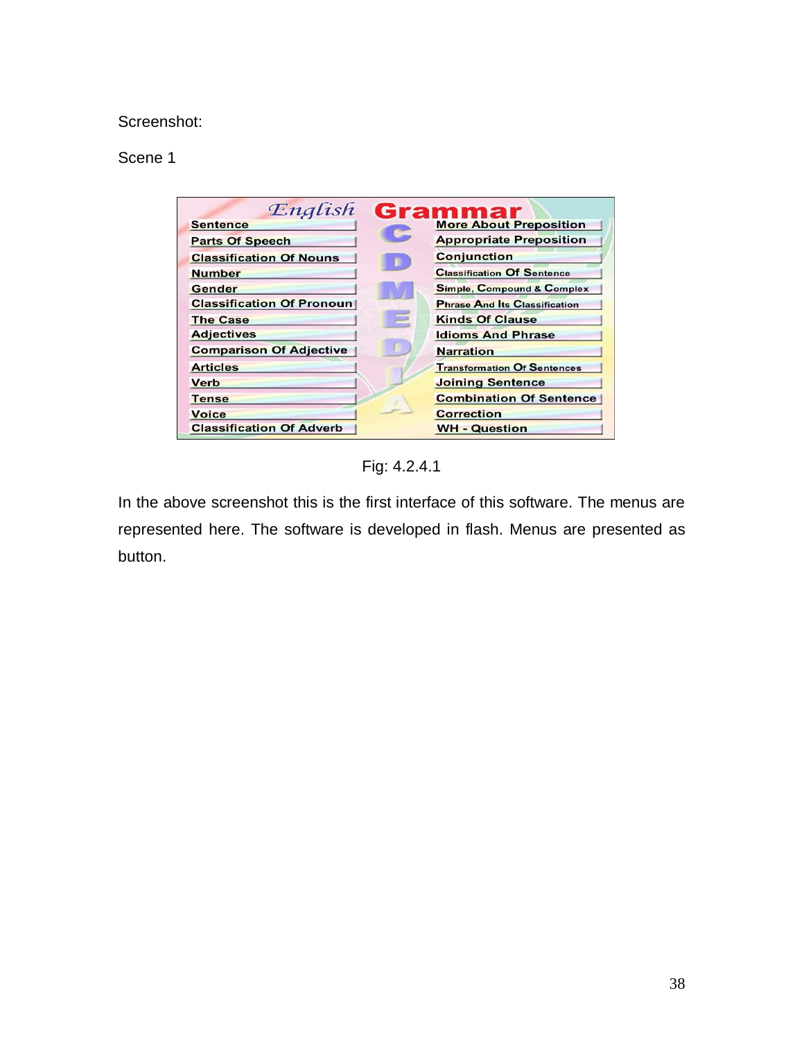Screenshot:

Scene 1

Fig: 4.2.4.1

In the above screenshot this is the first interface of this software. The menus are represented here. The software is developed in flash. Menus are presented as button.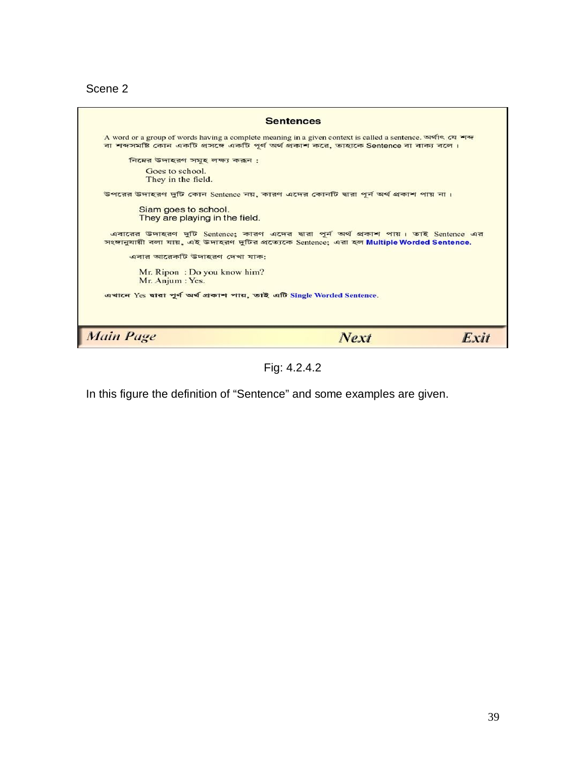Scene 2

## Sentences

A word or a group of words having a complete meaning in a given context is called a sentence. অর্থাৎ যে শব্দ বা শব্দসমষ্টি কোন একটি প্রসঙ্গে একটি পূর্ণ অর্থ প্রকাশ করে, তাহাকে Sentence বা বাক্য বলে।

নিম্নের উদাহরণ সমূহ লক্ষ্য করুন :

Goes to school.
They in the field.

উপরের উদাহরণ দুটি কোন Sentence নয়, কারণ এদের কোনটি দ্বারা পূর্ন অর্থ প্রকাশ পায় না।

Siam goes to school.
They are playing in the field.

এবারের উদাহরণ দুটি Sentence; কারণ এদের দ্বারা পূর্ন অর্থ প্রকাশ পায়। তাই Sentence এর সংজ্ঞানুযায়ী বলা যায়, এই উদাহরণ দুটির প্রত্যেকে Sentence; এরা হল **Multiple Worded Sentence.**

এবার আরেকটি উদাহরণ দেখা যাক:

Mr. Ripon : Do you know him?
Mr. Anjum : Yes.

এখানে Yes দ্বারা পুর্ণ অর্থ প্রকাশ পায়, তাই এটি **Single Worded Sentence**.

*Main Page* *Next* *Exit*

Fig: 4.2.4.2

In this figure the definition of “Sentence” and some examples are given.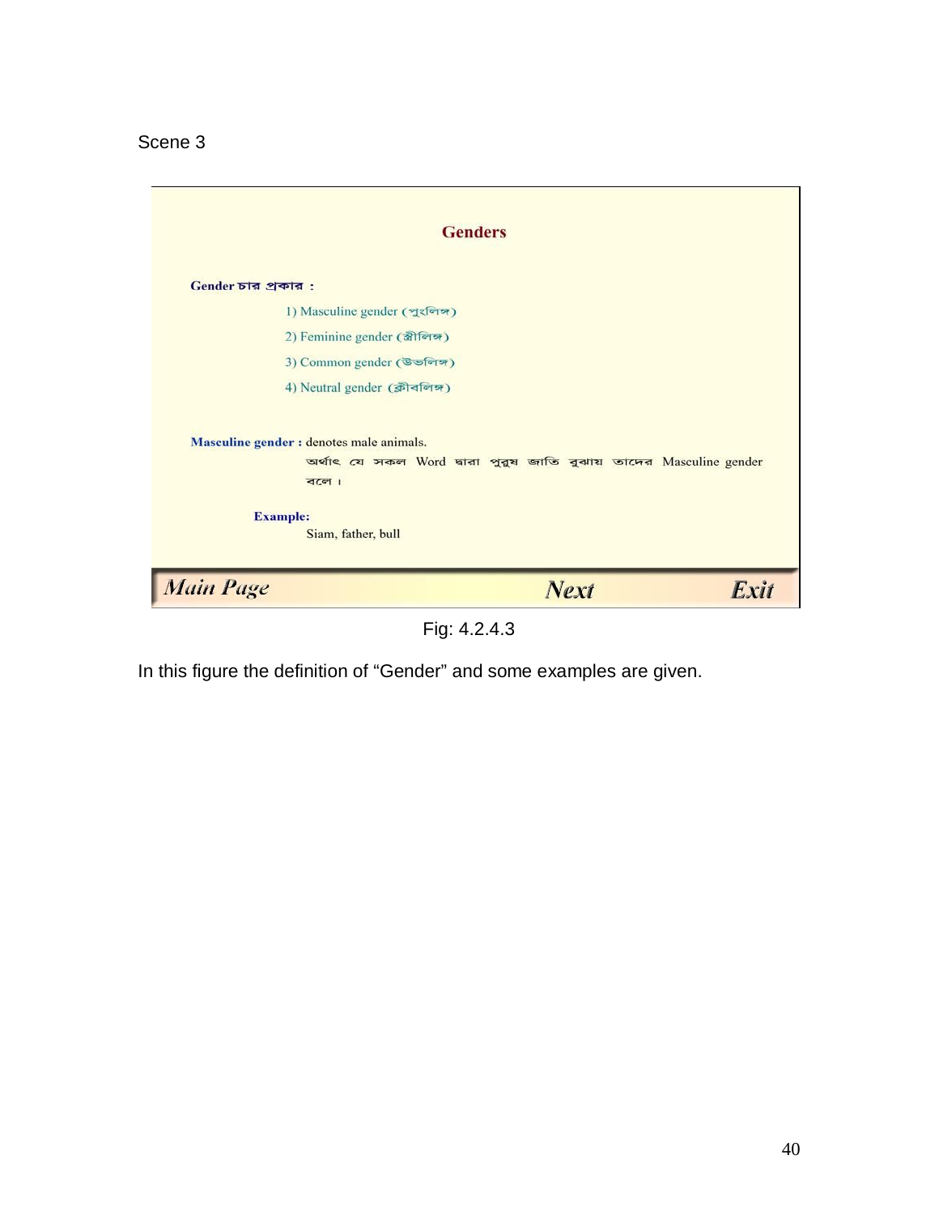Scene 3

## Genders

**Gender চার প্রকার :**

1) Masculine gender (পুংলিঙ্গ)

2) Feminine gender (স্ত্রীলিঙ্গ)

3) Common gender (উভলিঙ্গ)

4) Neutral gender (ক্লীবলিঙ্গ)

**Masculine gender :** denotes male animals.

অর্থাৎ যে সকল Word দ্বারা পুরুষ জাতি বুঝায় তাদের Masculine gender বলে ।

**Example:**

Siam, father, bull

*Main Page* *Next* *Exit*

Fig: 4.2.4.3

In this figure the definition of "Gender" and some examples are given.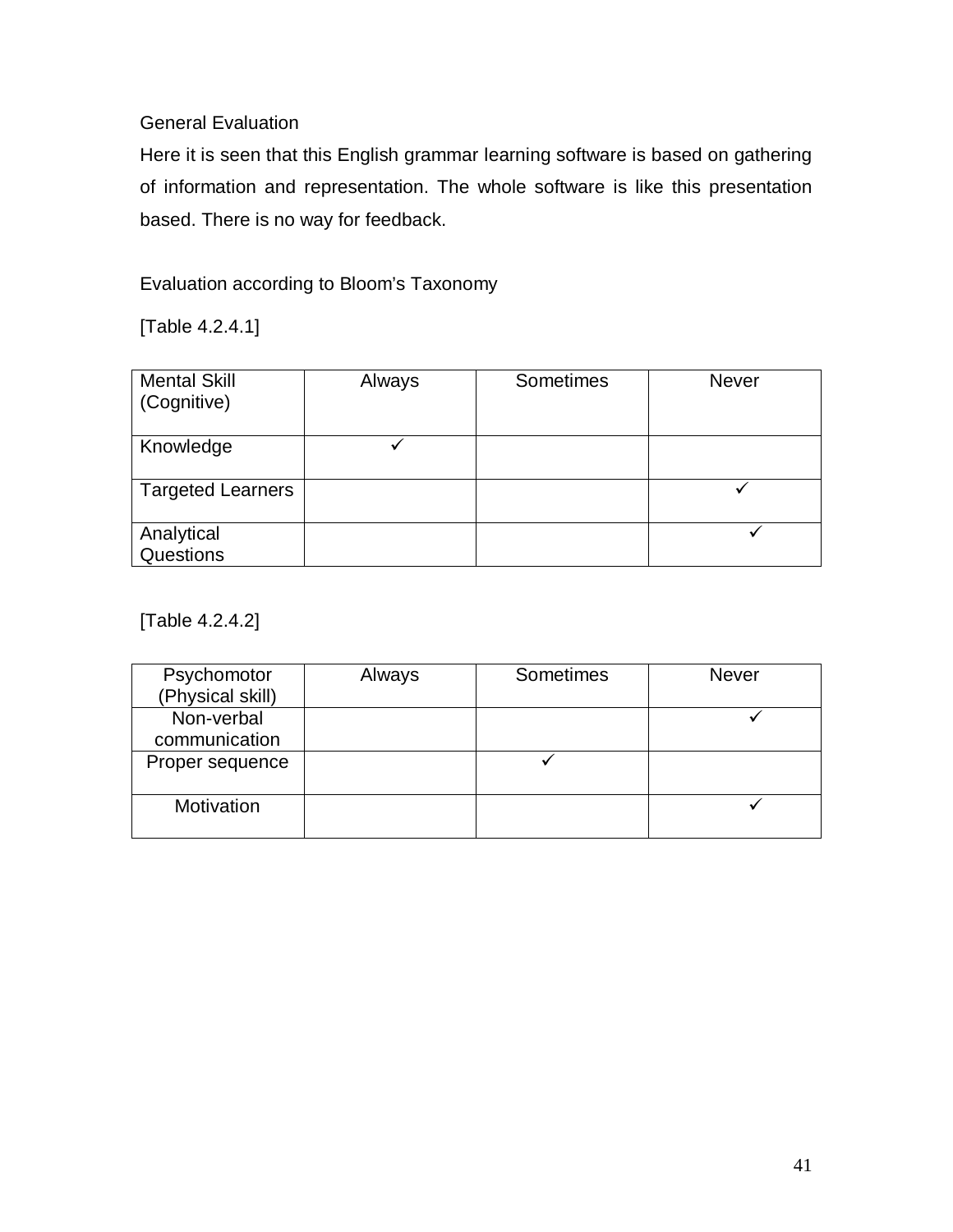General Evaluation

Here it is seen that this English grammar learning software is based on gathering of information and representation. The whole software is like this presentation based. There is no way for feedback.

Evaluation according to Bloom's Taxonomy

[Table 4.2.4.1]

| Mental Skill (Cognitive) | Always | Sometimes | Never |
|---|---|---|---|
| Knowledge | ✓ | | |
| Targeted Learners | | | ✓ |
| Analytical Questions | | | ✓ |

[Table 4.2.4.2]

| Psychomotor (Physical skill) | Always | Sometimes | Never |
|---|---|---|---|
| Non-verbal communication | | | ✓ |
| Proper sequence | | ✓ | |
| Motivation | | | ✓ |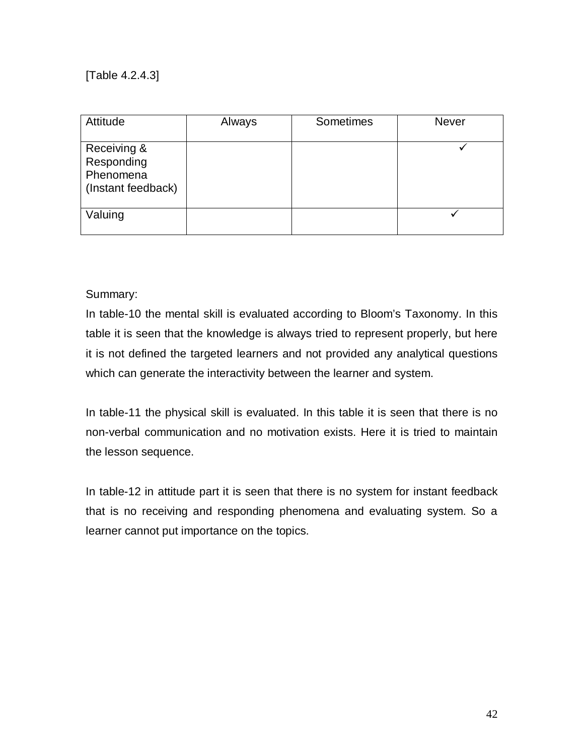[Table 4.2.4.3]

| Attitude | Always | Sometimes | Never |
| --- | --- | --- | --- |
| Receiving & Responding Phenomena (Instant feedback) | | | ✓ |
| Valuing | | | ✓ |

Summary:

In table-10 the mental skill is evaluated according to Bloom's Taxonomy. In this table it is seen that the knowledge is always tried to represent properly, but here it is not defined the targeted learners and not provided any analytical questions which can generate the interactivity between the learner and system.

In table-11 the physical skill is evaluated. In this table it is seen that there is no non-verbal communication and no motivation exists. Here it is tried to maintain the lesson sequence.

In table-12 in attitude part it is seen that there is no system for instant feedback that is no receiving and responding phenomena and evaluating system. So a learner cannot put importance on the topics.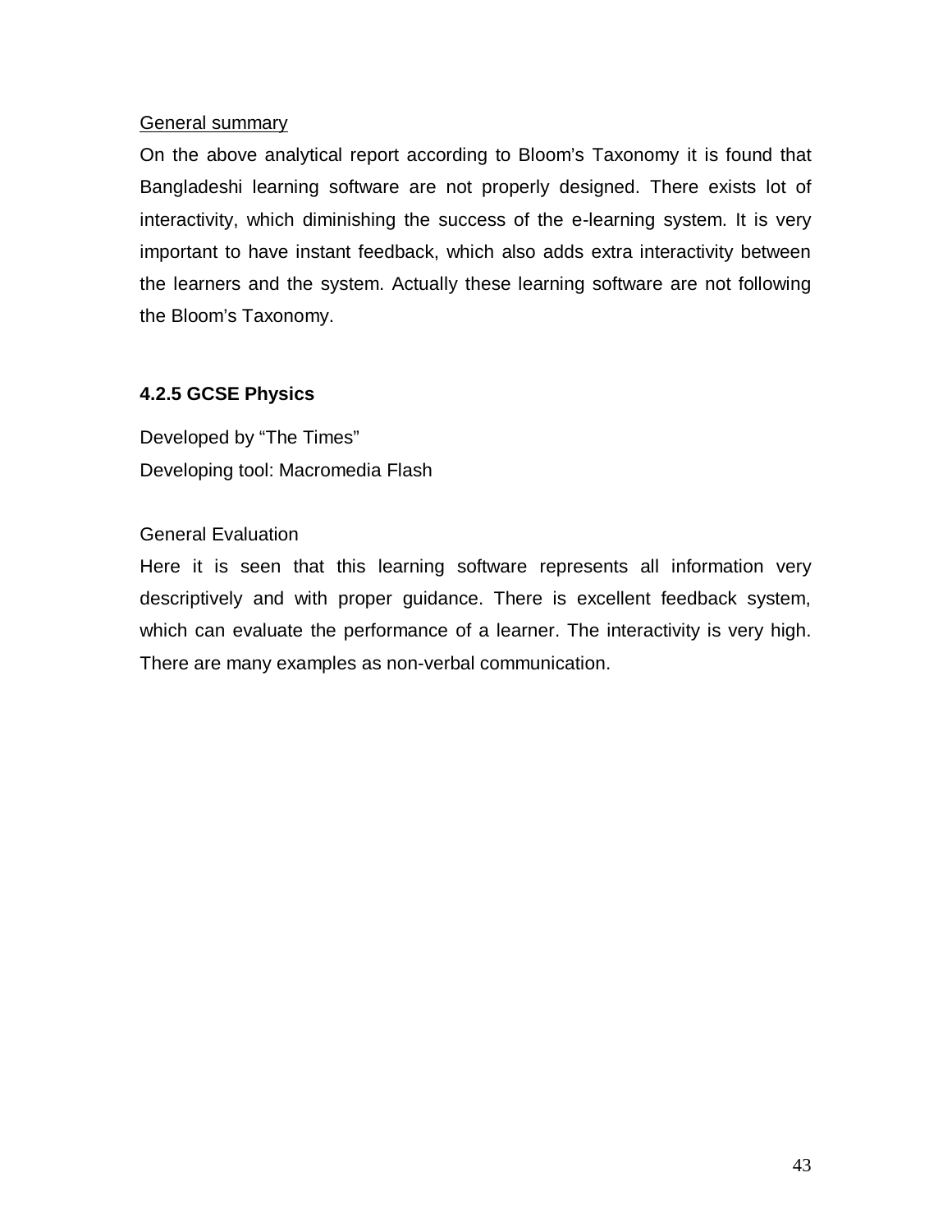<u>General summary</u>

On the above analytical report according to Bloom's Taxonomy it is found that Bangladeshi learning software are not properly designed. There exists lot of interactivity, which diminishing the success of the e-learning system. It is very important to have instant feedback, which also adds extra interactivity between the learners and the system. Actually these learning software are not following the Bloom's Taxonomy.

### 4.2.5 GCSE Physics

Developed by "The Times"
Developing tool: Macromedia Flash

General Evaluation

Here it is seen that this learning software represents all information very descriptively and with proper guidance. There is excellent feedback system, which can evaluate the performance of a learner. The interactivity is very high. There are many examples as non-verbal communication.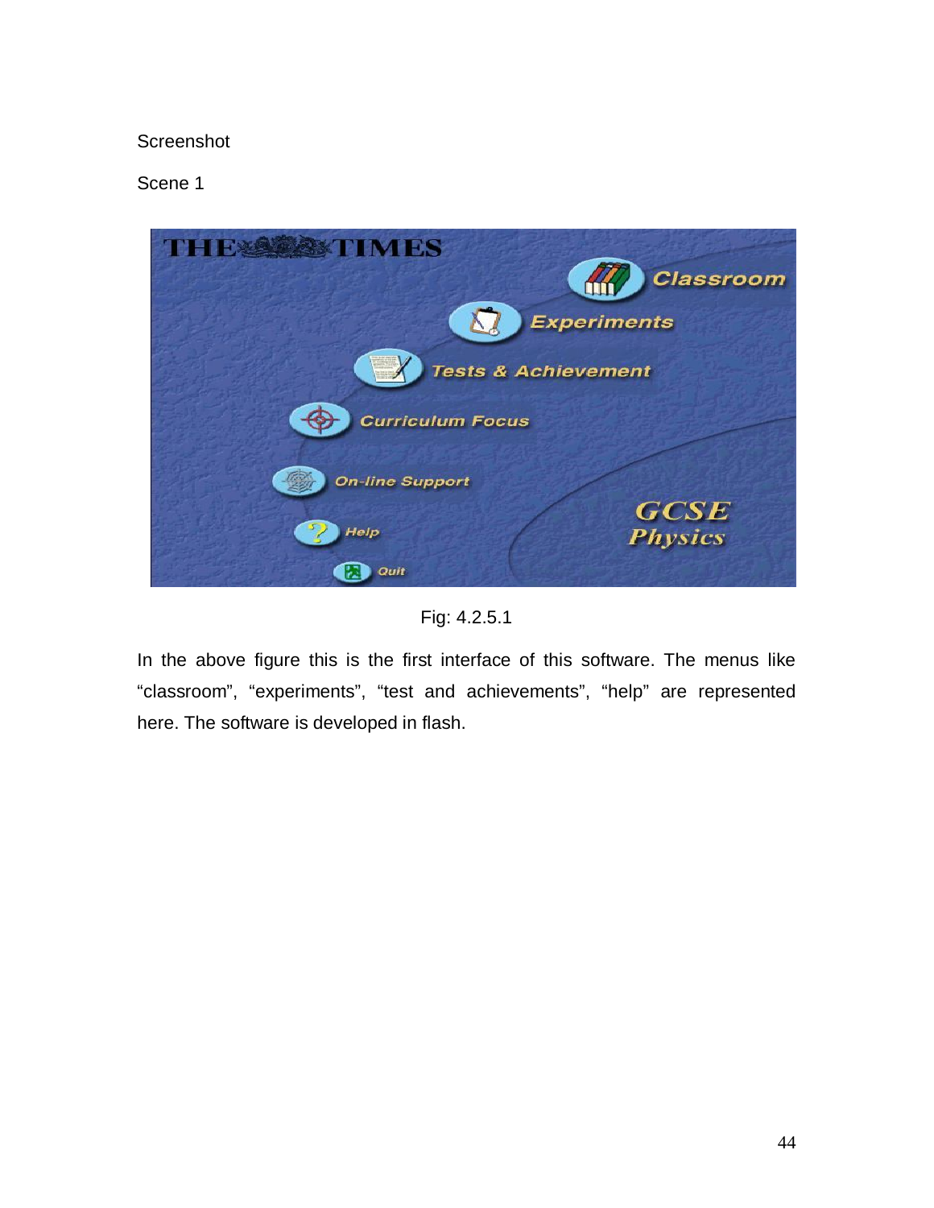Screenshot

Scene 1

Fig: 4.2.5.1

In the above figure this is the first interface of this software. The menus like “classroom”, “experiments”, “test and achievements”, “help” are represented here. The software is developed in flash.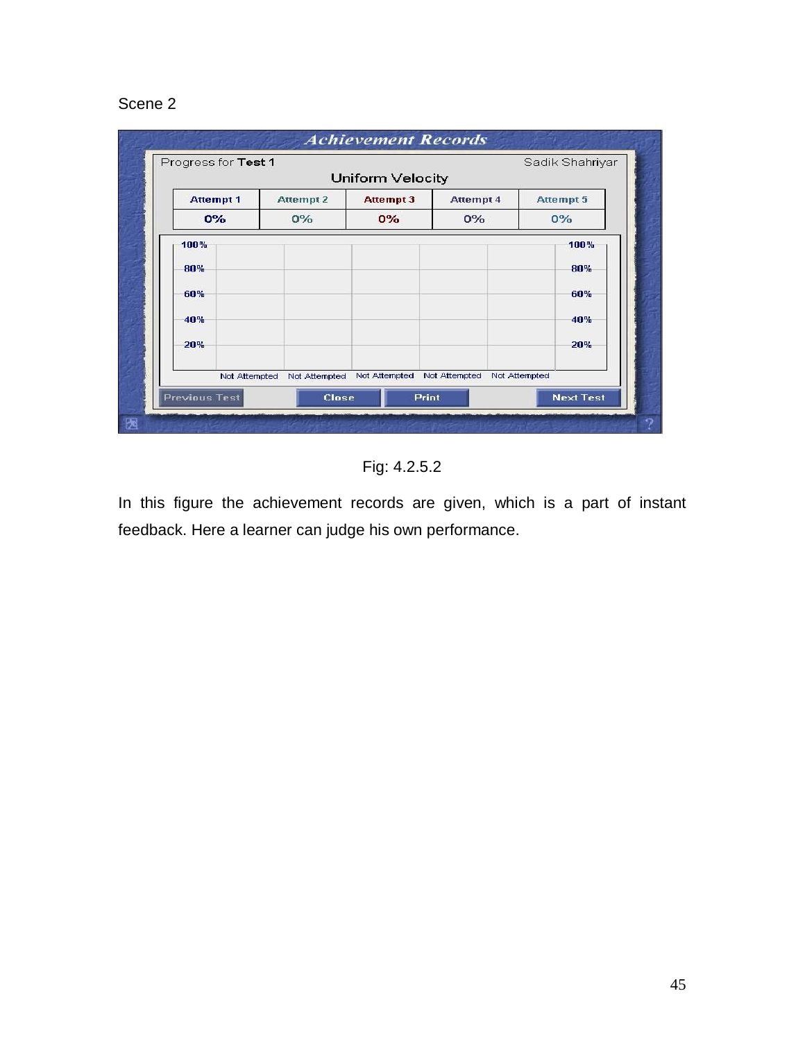Scene 2

Fig: 4.2.5.2

In this figure the achievement records are given, which is a part of instant feedback. Here a learner can judge his own performance.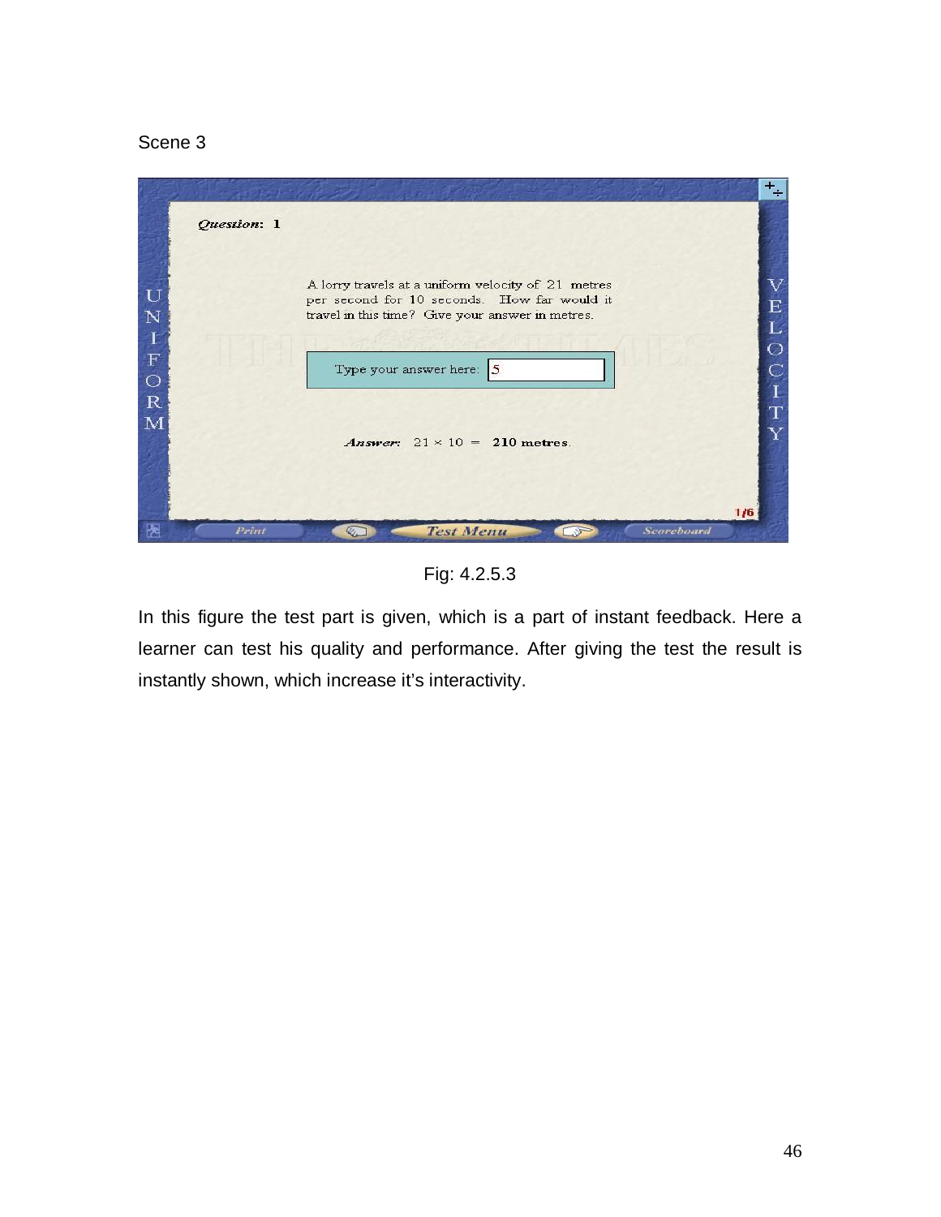Scene 3

Fig: 4.2.5.3

In this figure the test part is given, which is a part of instant feedback. Here a learner can test his quality and performance. After giving the test the result is instantly shown, which increase it's interactivity.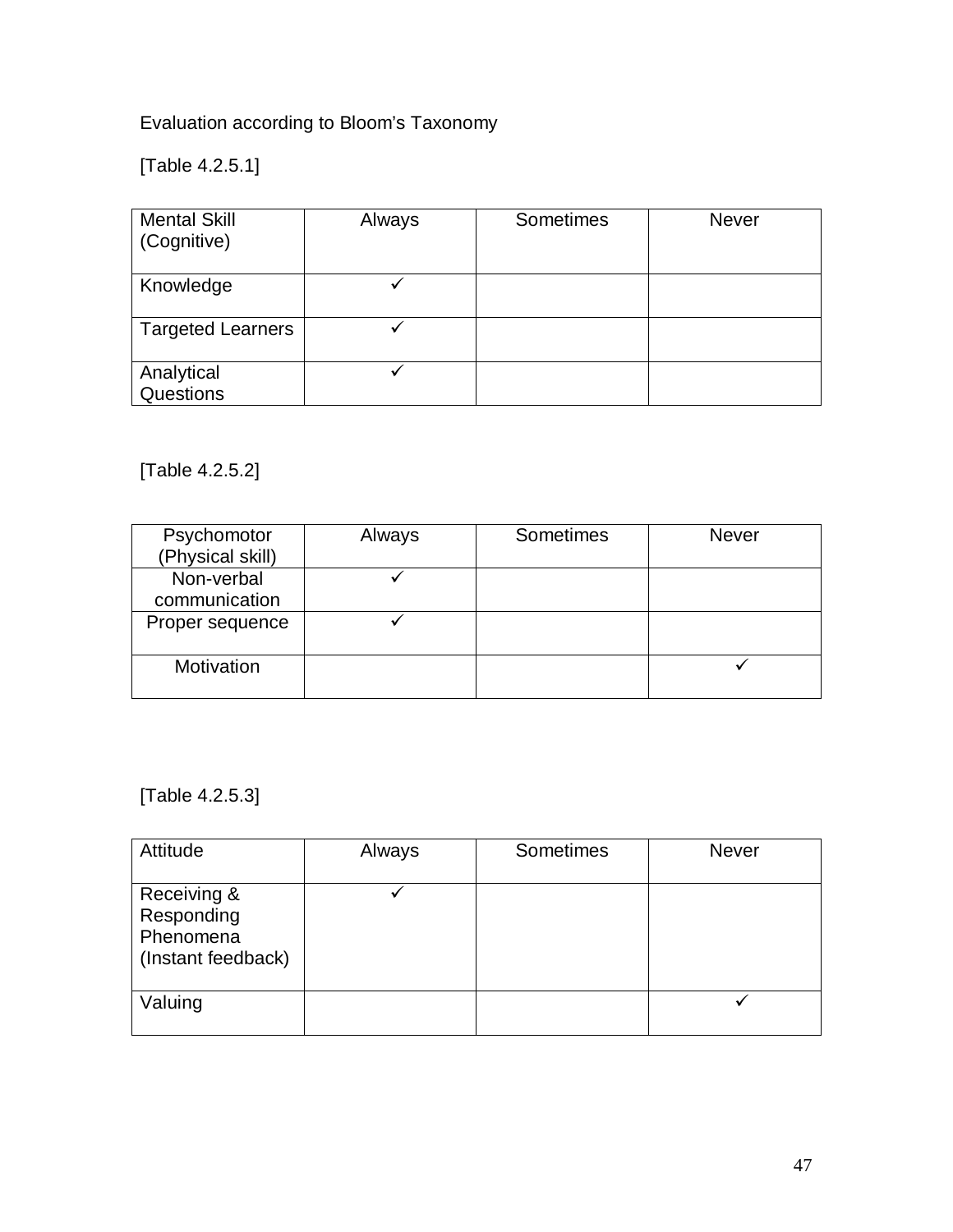Evaluation according to Bloom's Taxonomy

[Table 4.2.5.1]

| Mental Skill (Cognitive) | Always | Sometimes | Never |
|---|---|---|---|
| Knowledge | ✓ | | |
| Targeted Learners | ✓ | | |
| Analytical Questions | ✓ | | |

[Table 4.2.5.2]

| Psychomotor (Physical skill) | Always | Sometimes | Never |
|---|---|---|---|
| Non-verbal communication | ✓ | | |
| Proper sequence | ✓ | | |
| Motivation | | | ✓ |

[Table 4.2.5.3]

| Attitude | Always | Sometimes | Never |
|---|---|---|---|
| Receiving & Responding Phenomena (Instant feedback) | ✓ | | |
| Valuing | | | ✓ |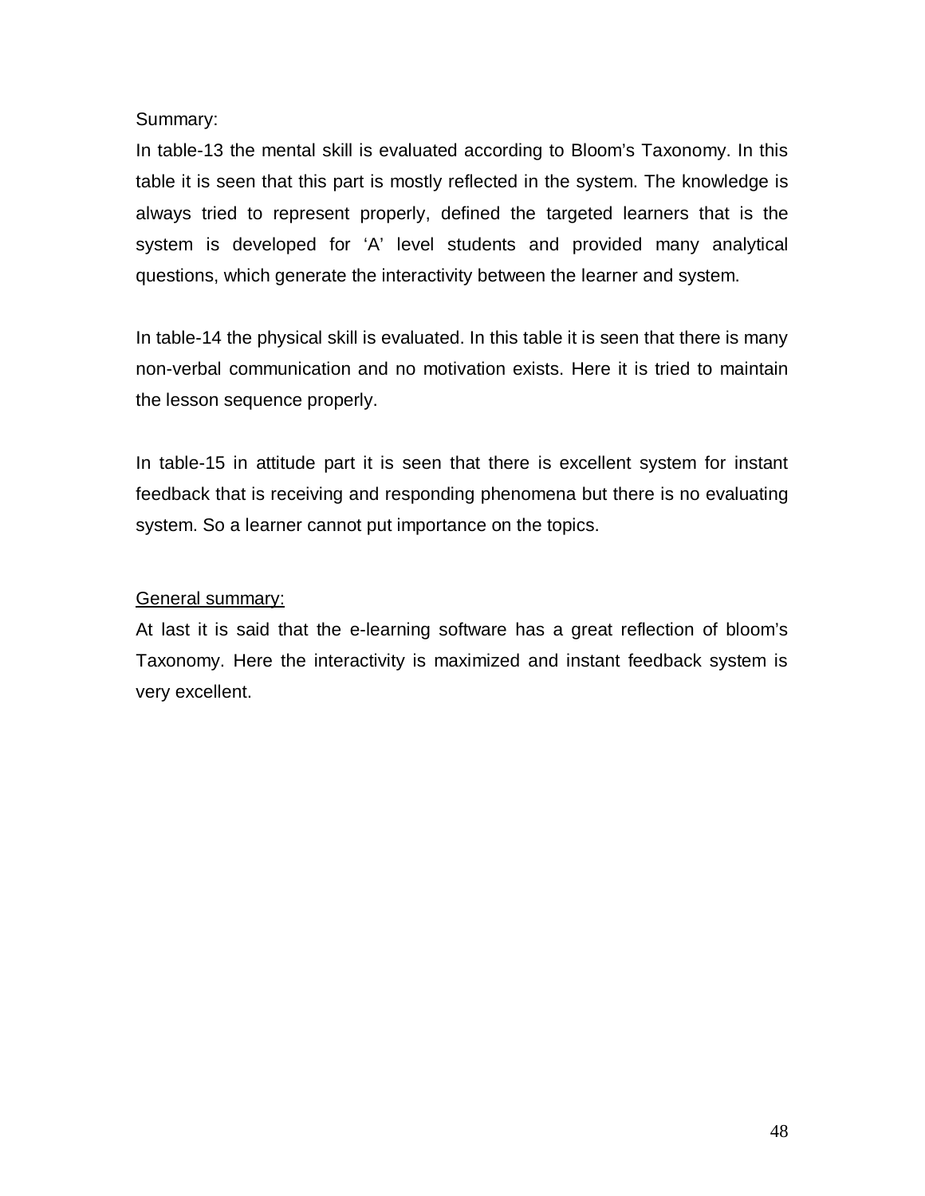Summary:

In table-13 the mental skill is evaluated according to Bloom's Taxonomy. In this table it is seen that this part is mostly reflected in the system. The knowledge is always tried to represent properly, defined the targeted learners that is the system is developed for 'A' level students and provided many analytical questions, which generate the interactivity between the learner and system.

In table-14 the physical skill is evaluated. In this table it is seen that there is many non-verbal communication and no motivation exists. Here it is tried to maintain the lesson sequence properly.

In table-15 in attitude part it is seen that there is excellent system for instant feedback that is receiving and responding phenomena but there is no evaluating system. So a learner cannot put importance on the topics.

<u>General summary:</u>

At last it is said that the e-learning software has a great reflection of bloom's Taxonomy. Here the interactivity is maximized and instant feedback system is very excellent.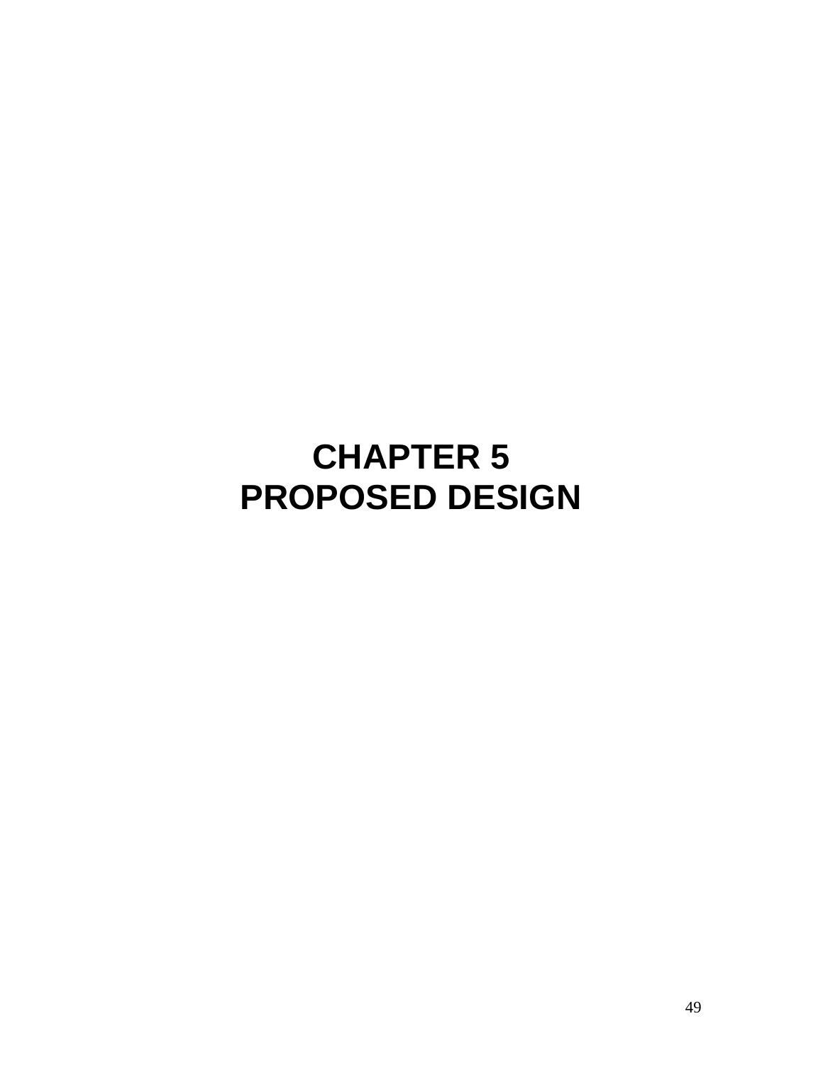# CHAPTER 5
# PROPOSED DESIGN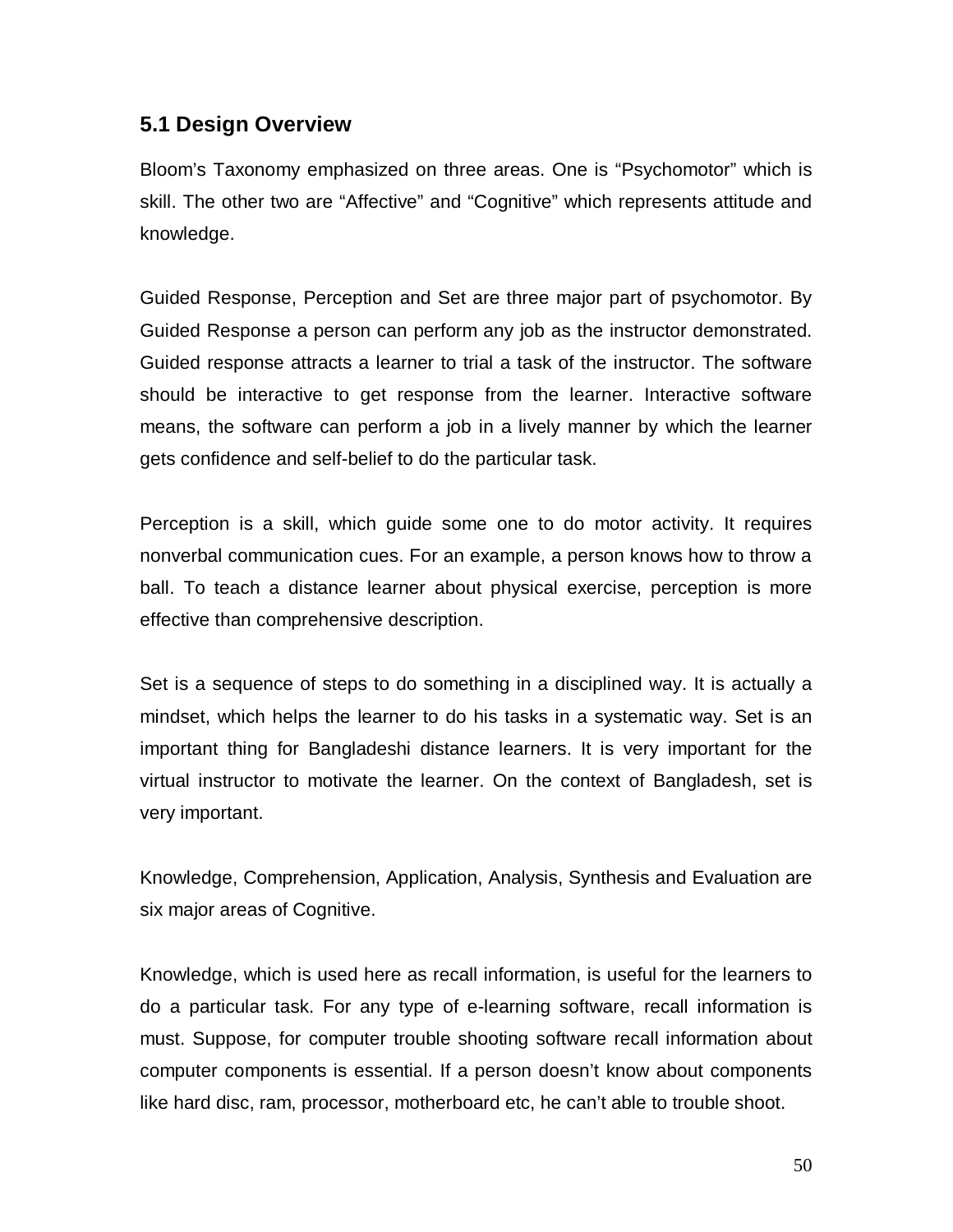## 5.1 Design Overview

Bloom's Taxonomy emphasized on three areas. One is "Psychomotor" which is skill. The other two are "Affective" and "Cognitive" which represents attitude and knowledge.

Guided Response, Perception and Set are three major part of psychomotor. By Guided Response a person can perform any job as the instructor demonstrated. Guided response attracts a learner to trial a task of the instructor. The software should be interactive to get response from the learner. Interactive software means, the software can perform a job in a lively manner by which the learner gets confidence and self-belief to do the particular task.

Perception is a skill, which guide some one to do motor activity. It requires nonverbal communication cues. For an example, a person knows how to throw a ball. To teach a distance learner about physical exercise, perception is more effective than comprehensive description.

Set is a sequence of steps to do something in a disciplined way. It is actually a mindset, which helps the learner to do his tasks in a systematic way. Set is an important thing for Bangladeshi distance learners. It is very important for the virtual instructor to motivate the learner. On the context of Bangladesh, set is very important.

Knowledge, Comprehension, Application, Analysis, Synthesis and Evaluation are six major areas of Cognitive.

Knowledge, which is used here as recall information, is useful for the learners to do a particular task. For any type of e-learning software, recall information is must. Suppose, for computer trouble shooting software recall information about computer components is essential. If a person doesn't know about components like hard disc, ram, processor, motherboard etc, he can't able to trouble shoot.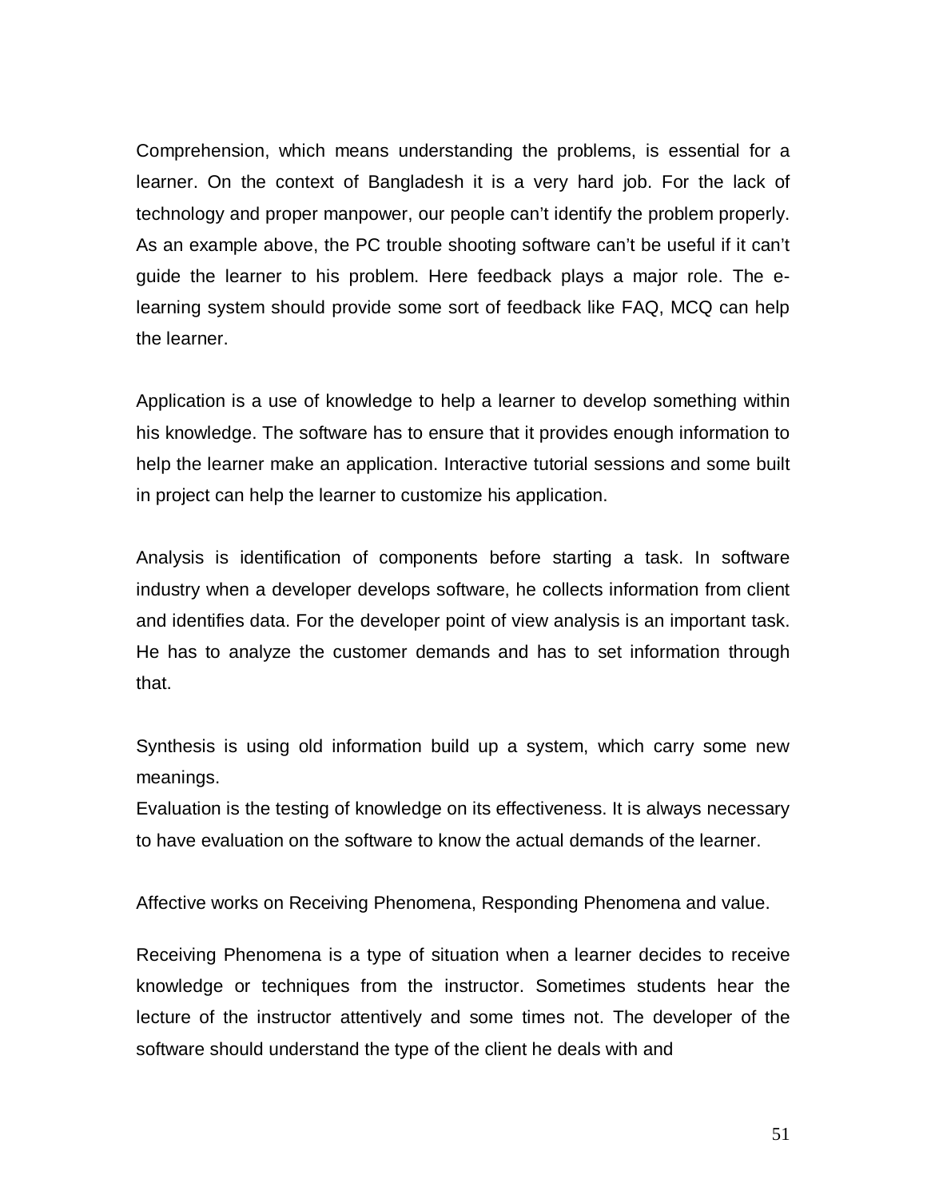Comprehension, which means understanding the problems, is essential for a learner. On the context of Bangladesh it is a very hard job. For the lack of technology and proper manpower, our people can't identify the problem properly. As an example above, the PC trouble shooting software can't be useful if it can't guide the learner to his problem. Here feedback plays a major role. The e-learning system should provide some sort of feedback like FAQ, MCQ can help the learner.

Application is a use of knowledge to help a learner to develop something within his knowledge. The software has to ensure that it provides enough information to help the learner make an application. Interactive tutorial sessions and some built in project can help the learner to customize his application.

Analysis is identification of components before starting a task. In software industry when a developer develops software, he collects information from client and identifies data. For the developer point of view analysis is an important task. He has to analyze the customer demands and has to set information through that.

Synthesis is using old information build up a system, which carry some new meanings.

Evaluation is the testing of knowledge on its effectiveness. It is always necessary to have evaluation on the software to know the actual demands of the learner.

Affective works on Receiving Phenomena, Responding Phenomena and value.

Receiving Phenomena is a type of situation when a learner decides to receive knowledge or techniques from the instructor. Sometimes students hear the lecture of the instructor attentively and some times not. The developer of the software should understand the type of the client he deals with and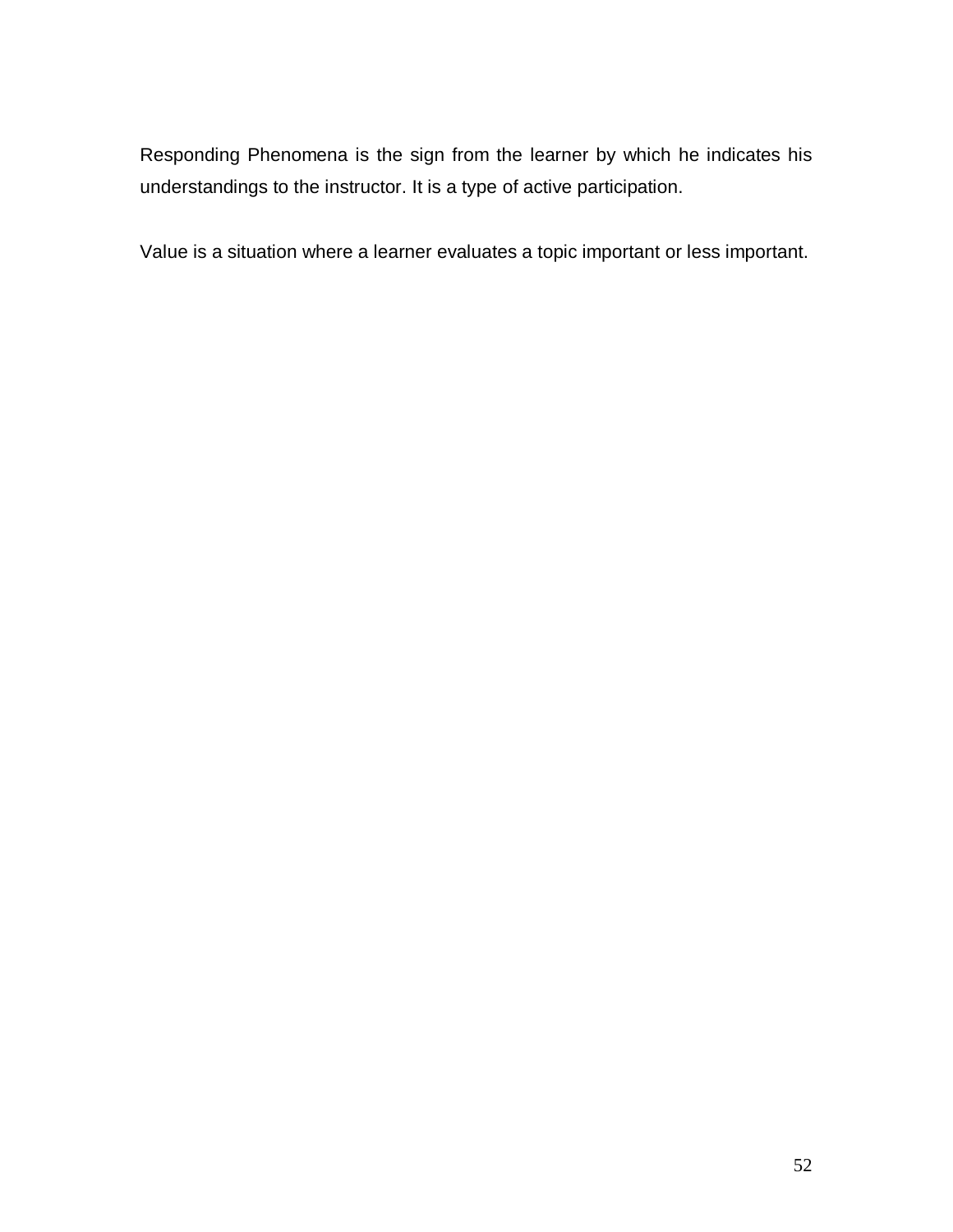Responding Phenomena is the sign from the learner by which he indicates his understandings to the instructor. It is a type of active participation.

Value is a situation where a learner evaluates a topic important or less important.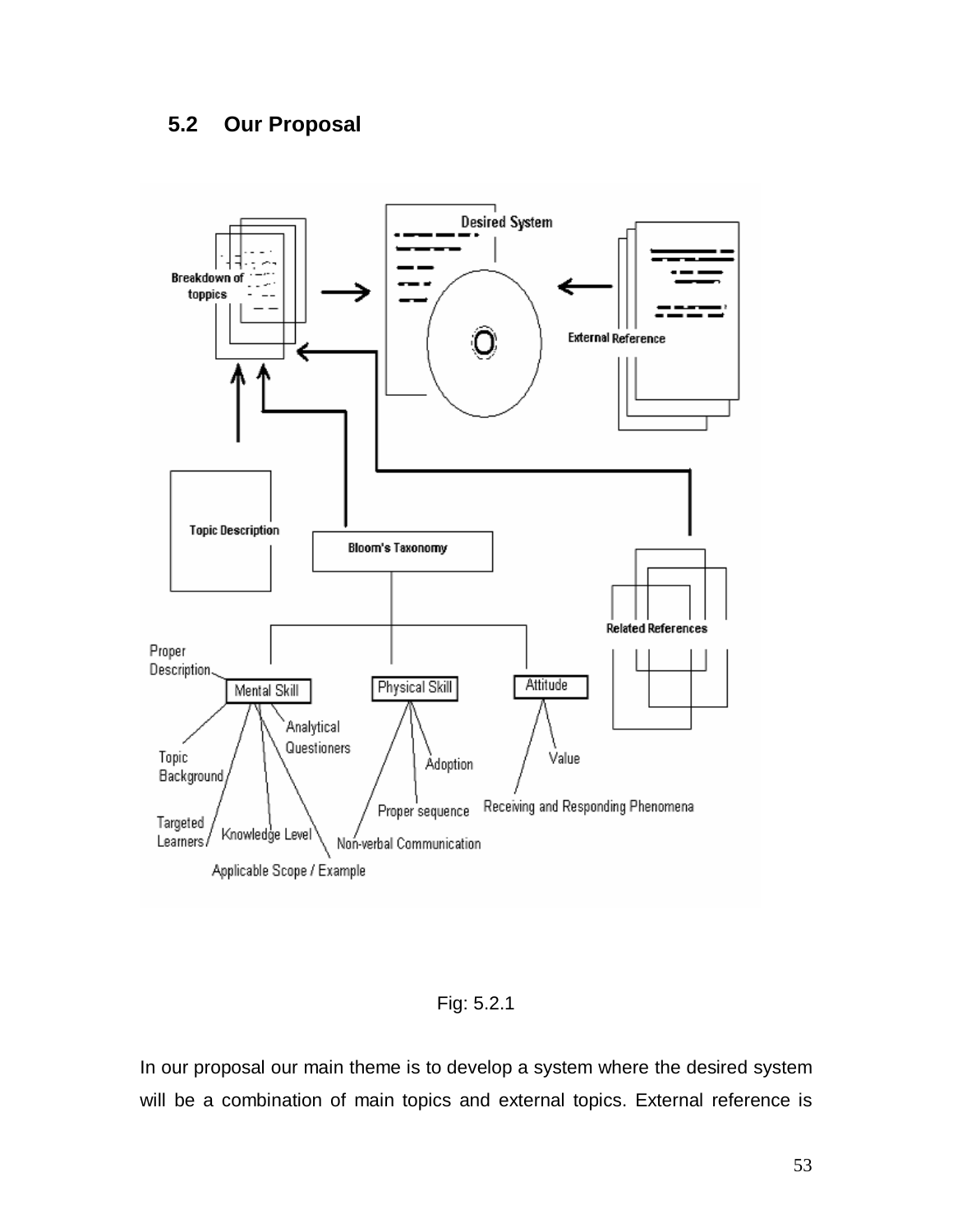## 5.2 Our Proposal

Fig: 5.2.1

In our proposal our main theme is to develop a system where the desired system will be a combination of main topics and external topics. External reference is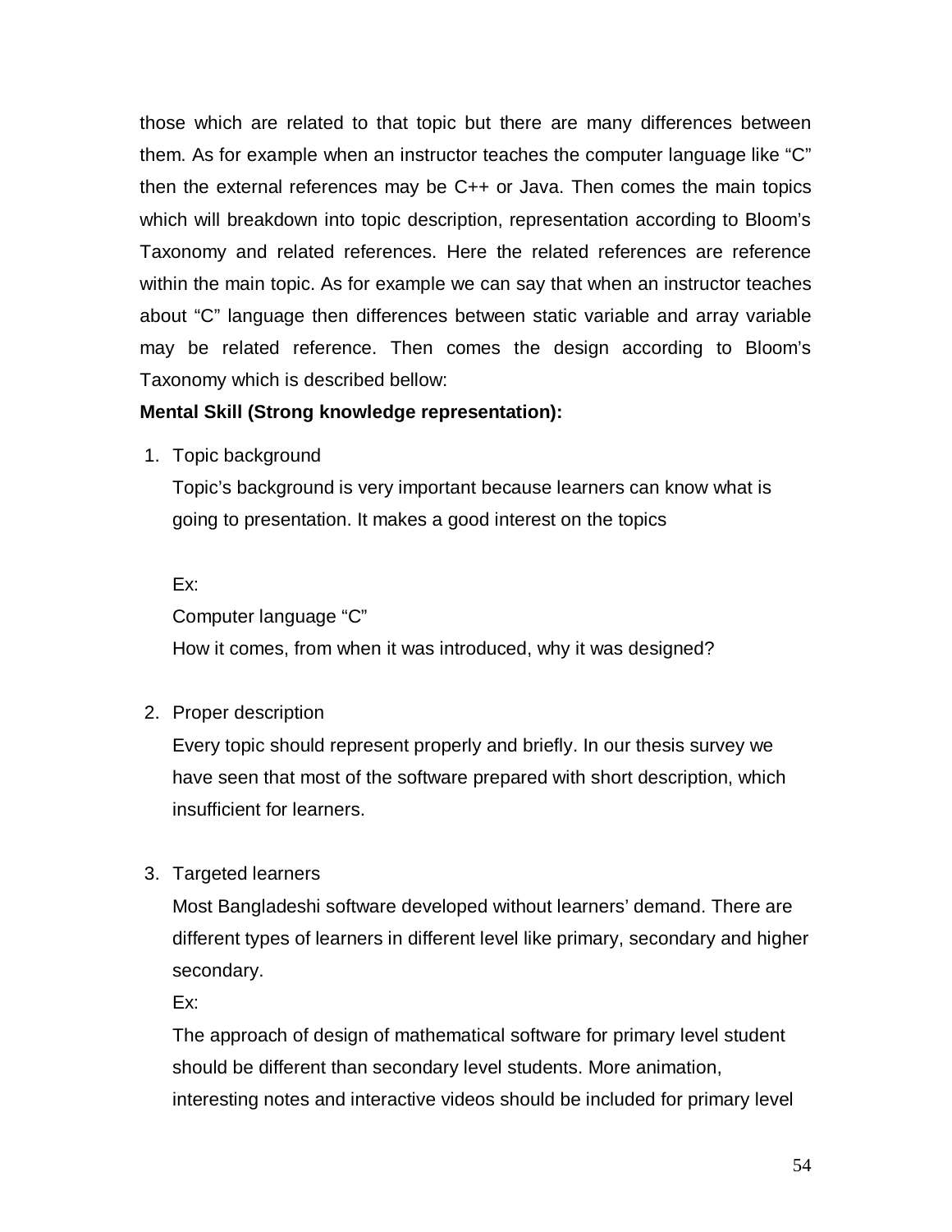those which are related to that topic but there are many differences between them. As for example when an instructor teaches the computer language like "C" then the external references may be C++ or Java. Then comes the main topics which will breakdown into topic description, representation according to Bloom's Taxonomy and related references. Here the related references are reference within the main topic. As for example we can say that when an instructor teaches about "C" language then differences between static variable and array variable may be related reference. Then comes the design according to Bloom's Taxonomy which is described bellow:

**Mental Skill (Strong knowledge representation):**

1. Topic background

   Topic's background is very important because learners can know what is going to presentation. It makes a good interest on the topics

   Ex:

   Computer language "C"

   How it comes, from when it was introduced, why it was designed?

2. Proper description

   Every topic should represent properly and briefly. In our thesis survey we have seen that most of the software prepared with short description, which insufficient for learners.

3. Targeted learners

   Most Bangladeshi software developed without learners' demand. There are different types of learners in different level like primary, secondary and higher secondary.

   Ex:

   The approach of design of mathematical software for primary level student should be different than secondary level students. More animation, interesting notes and interactive videos should be included for primary level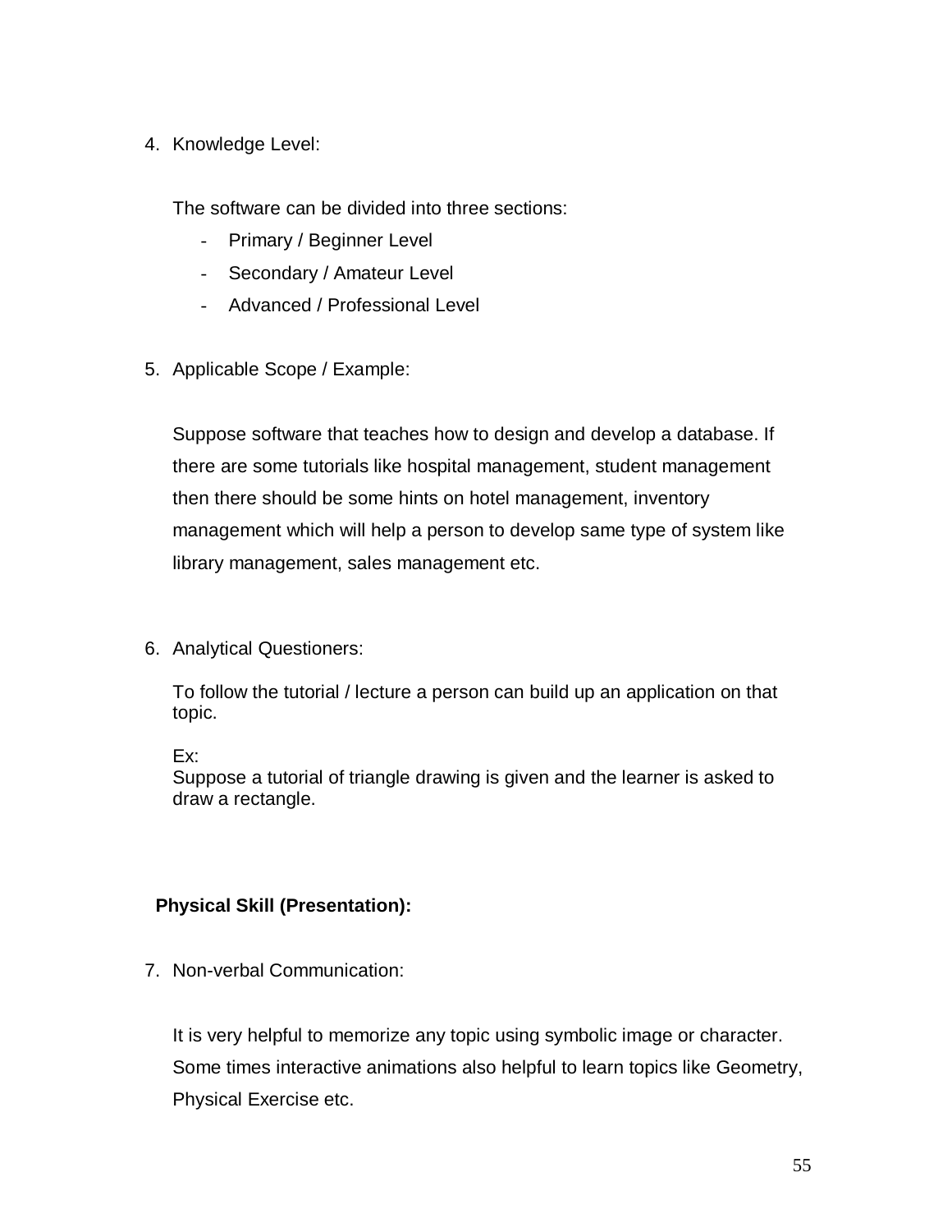4. Knowledge Level:

   The software can be divided into three sections:

   - Primary / Beginner Level
   - Secondary / Amateur Level
   - Advanced / Professional Level

5. Applicable Scope / Example:

   Suppose software that teaches how to design and develop a database. If there are some tutorials like hospital management, student management then there should be some hints on hotel management, inventory management which will help a person to develop same type of system like library management, sales management etc.

6. Analytical Questioners:

   To follow the tutorial / lecture a person can build up an application on that topic.

   Ex:
   Suppose a tutorial of triangle drawing is given and the learner is asked to draw a rectangle.

**Physical Skill (Presentation):**

7. Non-verbal Communication:

   It is very helpful to memorize any topic using symbolic image or character. Some times interactive animations also helpful to learn topics like Geometry, Physical Exercise etc.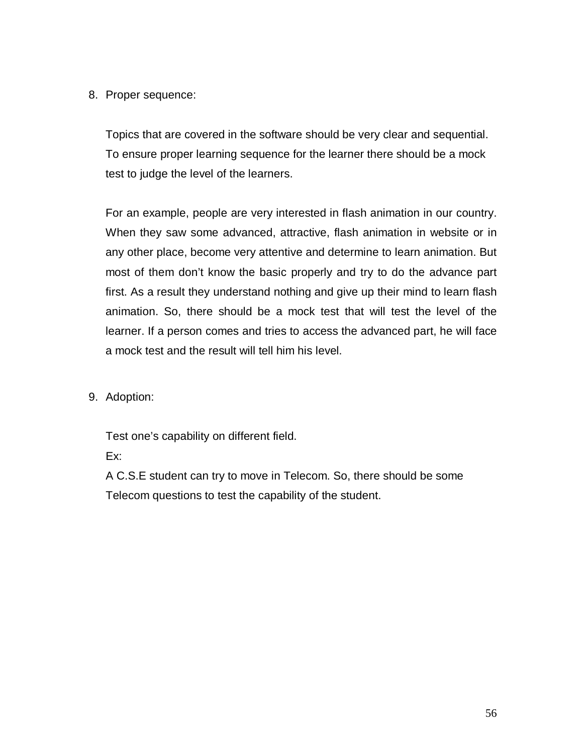8. Proper sequence:

   Topics that are covered in the software should be very clear and sequential. To ensure proper learning sequence for the learner there should be a mock test to judge the level of the learners.

   For an example, people are very interested in flash animation in our country. When they saw some advanced, attractive, flash animation in website or in any other place, become very attentive and determine to learn animation. But most of them don't know the basic properly and try to do the advance part first. As a result they understand nothing and give up their mind to learn flash animation. So, there should be a mock test that will test the level of the learner. If a person comes and tries to access the advanced part, he will face a mock test and the result will tell him his level.

9. Adoption:

   Test one's capability on different field.

   Ex:

   A C.S.E student can try to move in Telecom. So, there should be some Telecom questions to test the capability of the student.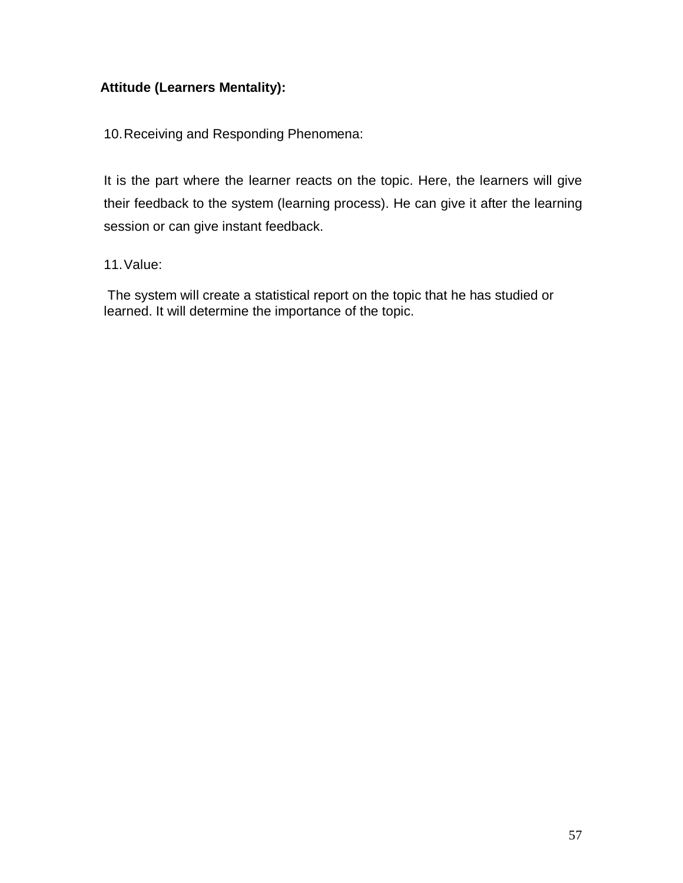**Attitude (Learners Mentality):**

10. Receiving and Responding Phenomena:

It is the part where the learner reacts on the topic. Here, the learners will give their feedback to the system (learning process). He can give it after the learning session or can give instant feedback.

11. Value:

The system will create a statistical report on the topic that he has studied or learned. It will determine the importance of the topic.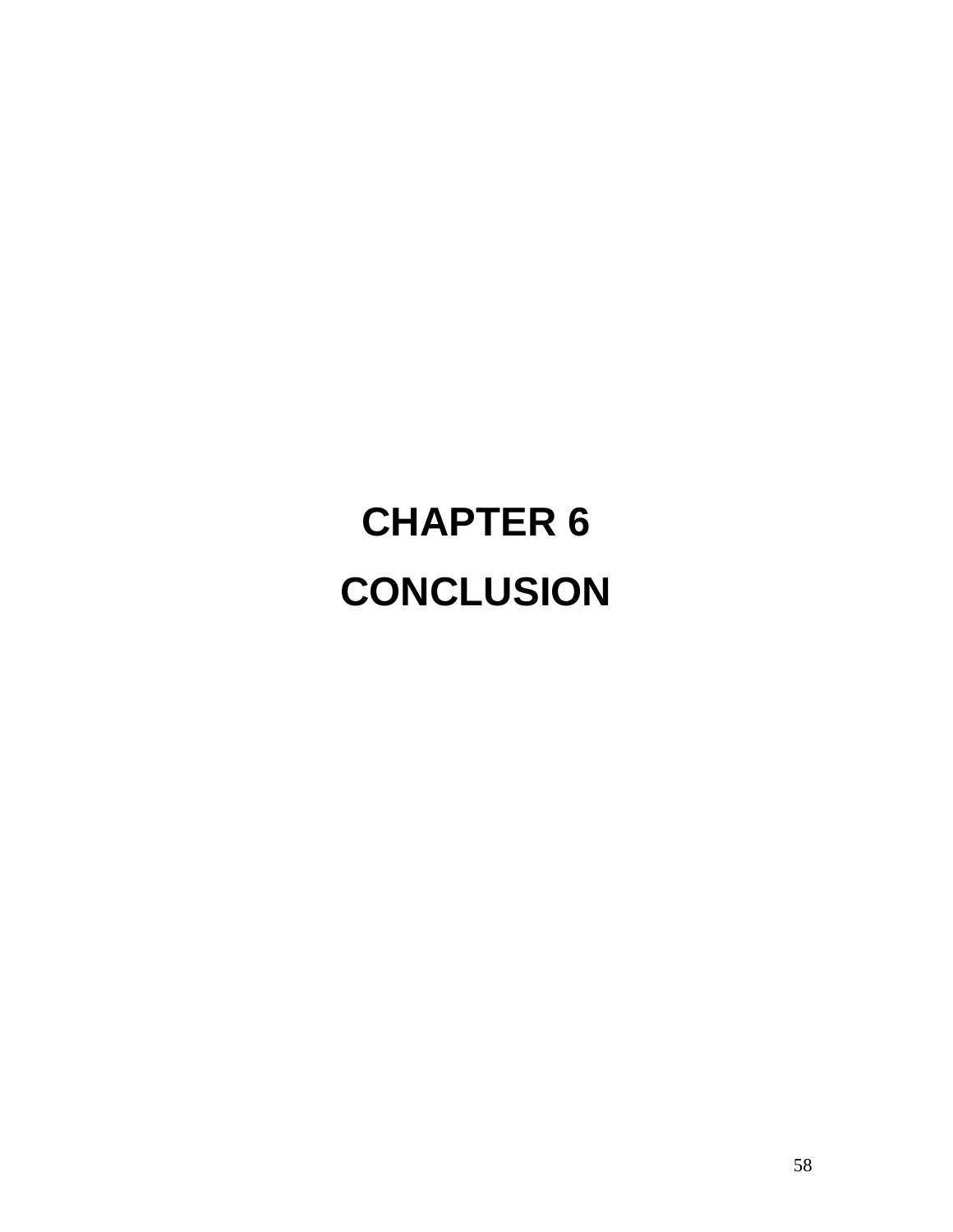# CHAPTER 6

# CONCLUSION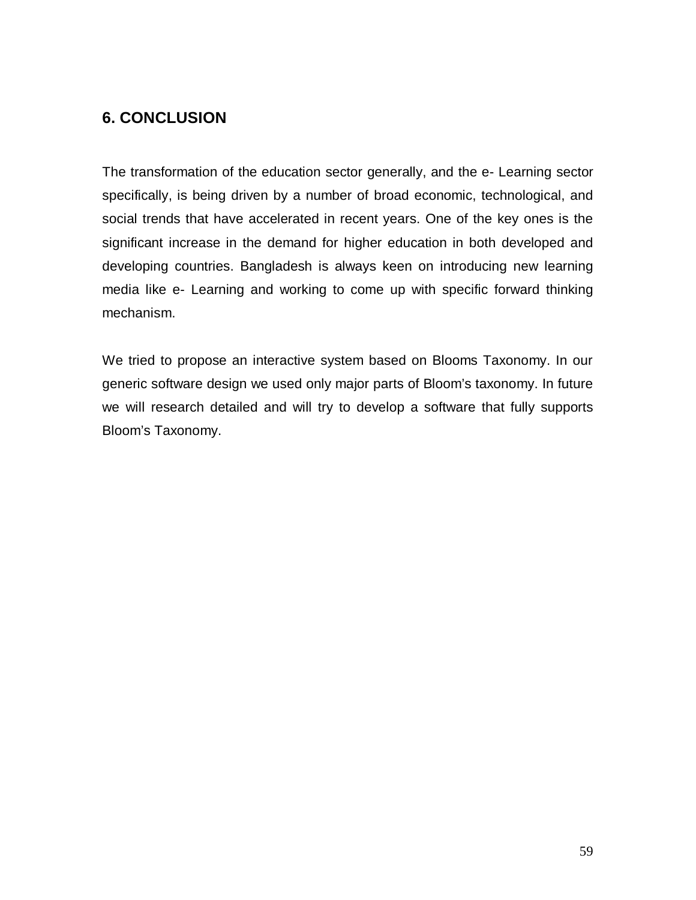## 6. CONCLUSION

The transformation of the education sector generally, and the e- Learning sector specifically, is being driven by a number of broad economic, technological, and social trends that have accelerated in recent years. One of the key ones is the significant increase in the demand for higher education in both developed and developing countries. Bangladesh is always keen on introducing new learning media like e- Learning and working to come up with specific forward thinking mechanism.

We tried to propose an interactive system based on Blooms Taxonomy. In our generic software design we used only major parts of Bloom's taxonomy. In future we will research detailed and will try to develop a software that fully supports Bloom's Taxonomy.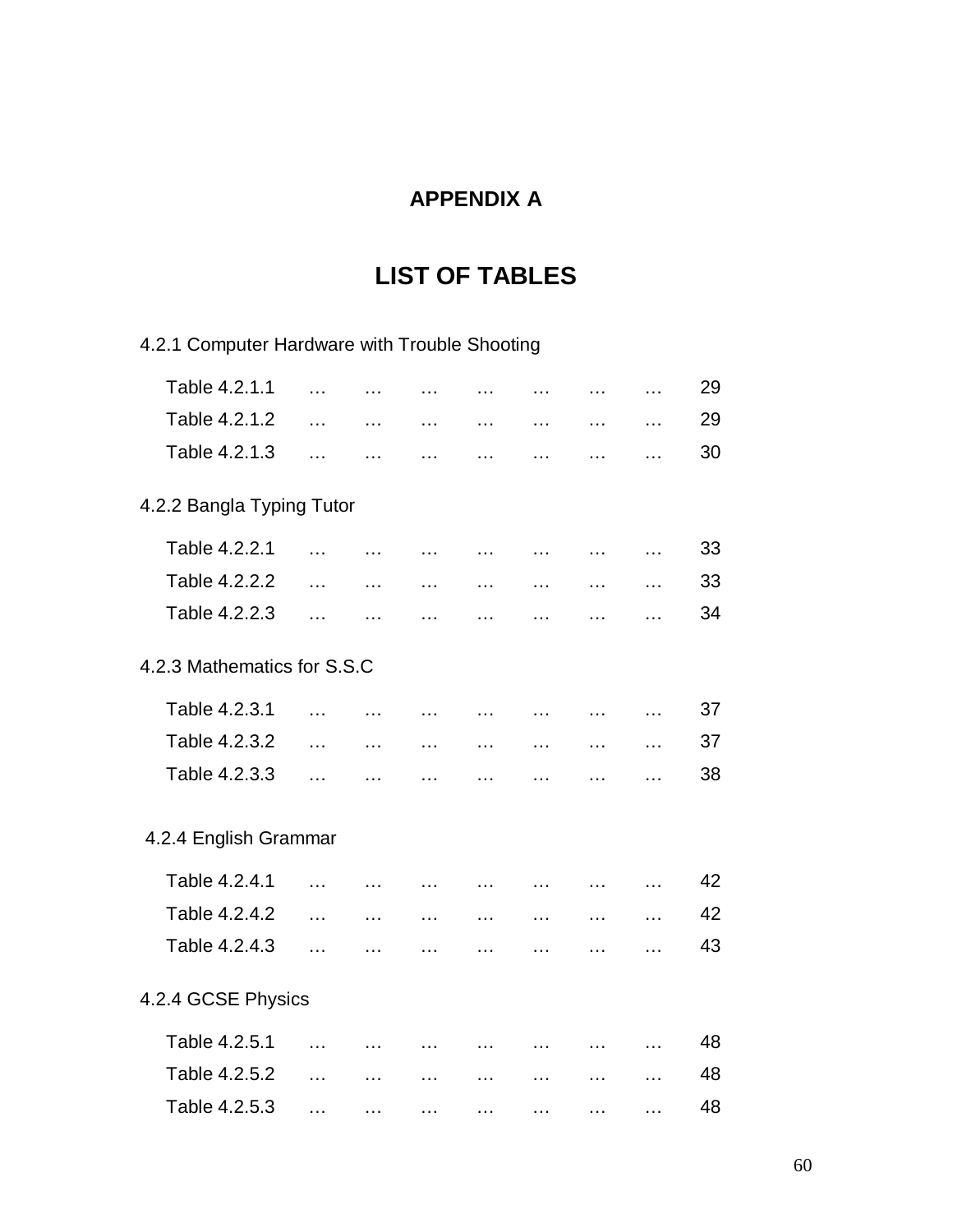# APPENDIX A

## LIST OF TABLES

4.2.1 Computer Hardware with Trouble Shooting

Table 4.2.1.1 … … … … … … … 29
Table 4.2.1.2 … … … … … … … 29
Table 4.2.1.3 … … … … … … … 30

4.2.2 Bangla Typing Tutor

Table 4.2.2.1 … … … … … … … 33
Table 4.2.2.2 … … … … … … … 33
Table 4.2.2.3 … … … … … … … 34

4.2.3 Mathematics for S.S.C

Table 4.2.3.1 … … … … … … … 37
Table 4.2.3.2 … … … … … … … 37
Table 4.2.3.3 … … … … … … … 38

4.2.4 English Grammar

Table 4.2.4.1 … … … … … … … 42
Table 4.2.4.2 … … … … … … … 42
Table 4.2.4.3 … … … … … … … 43

4.2.4 GCSE Physics

Table 4.2.5.1 … … … … … … … 48
Table 4.2.5.2 … … … … … … … 48
Table 4.2.5.3 … … … … … … … 48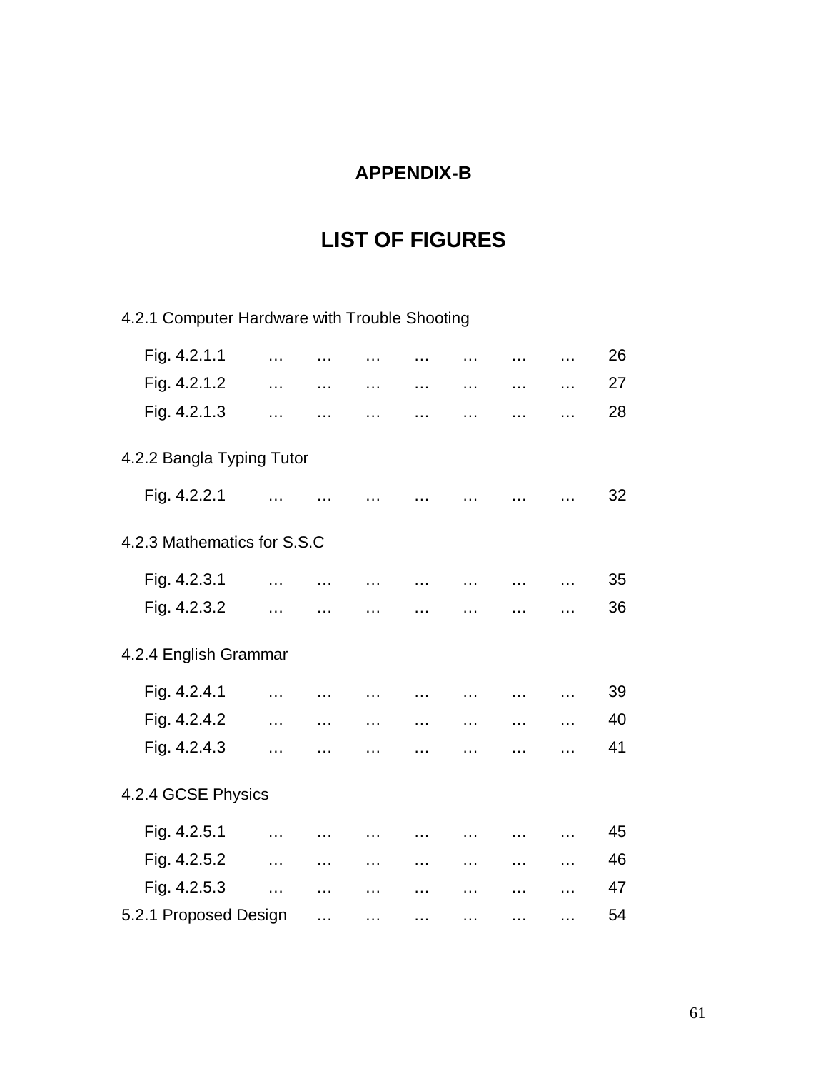## APPENDIX-B

# LIST OF FIGURES

4.2.1 Computer Hardware with Trouble Shooting

| | | | | | | | | |
|---|---|---|---|---|---|---|---|---|
| Fig. 4.2.1.1 | … | … | … | … | … | … | … | 26 |
| Fig. 4.2.1.2 | … | … | … | … | … | … | … | 27 |
| Fig. 4.2.1.3 | … | … | … | … | … | … | … | 28 |

4.2.2 Bangla Typing Tutor

| | | | | | | | | |
|---|---|---|---|---|---|---|---|---|
| Fig. 4.2.2.1 | … | … | … | … | … | … | … | 32 |

4.2.3 Mathematics for S.S.C

| | | | | | | | | |
|---|---|---|---|---|---|---|---|---|
| Fig. 4.2.3.1 | … | … | … | … | … | … | … | 35 |
| Fig. 4.2.3.2 | … | … | … | … | … | … | … | 36 |

4.2.4 English Grammar

| | | | | | | | | |
|---|---|---|---|---|---|---|---|---|
| Fig. 4.2.4.1 | … | … | … | … | … | … | … | 39 |
| Fig. 4.2.4.2 | … | … | … | … | … | … | … | 40 |
| Fig. 4.2.4.3 | … | … | … | … | … | … | … | 41 |

4.2.4 GCSE Physics

| | | | | | | | | |
|---|---|---|---|---|---|---|---|---|
| Fig. 4.2.5.1 | … | … | … | … | … | … | … | 45 |
| Fig. 4.2.5.2 | … | … | … | … | … | … | … | 46 |
| Fig. 4.2.5.3 | … | … | … | … | … | … | … | 47 |

5.2.1 Proposed Design … … … … … … 54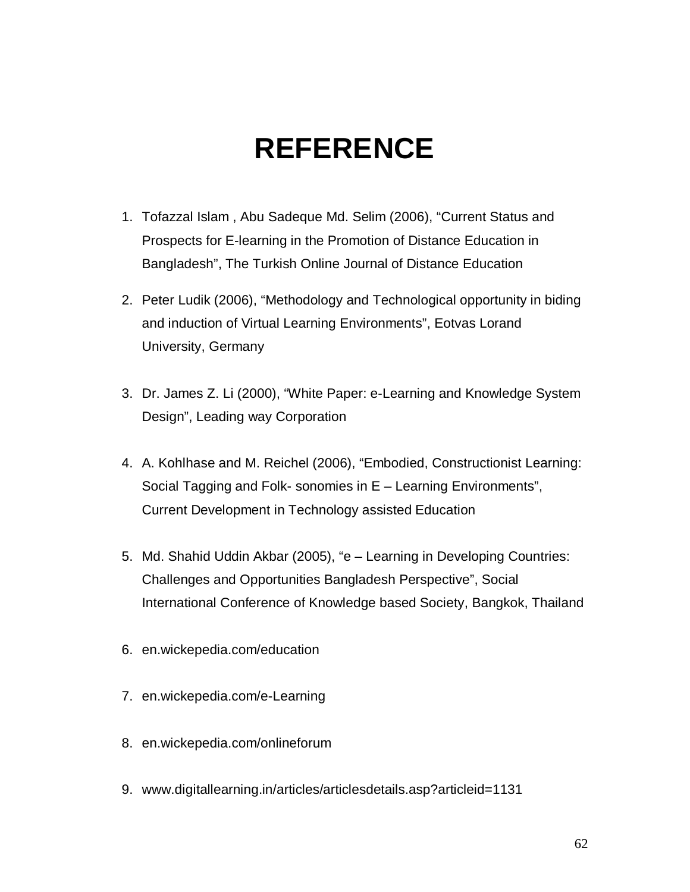# REFERENCE

1. Tofazzal Islam , Abu Sadeque Md. Selim (2006), “Current Status and Prospects for E-learning in the Promotion of Distance Education in Bangladesh”, The Turkish Online Journal of Distance Education

2. Peter Ludik (2006), “Methodology and Technological opportunity in biding and induction of Virtual Learning Environments”, Eotvas Lorand University, Germany

3. Dr. James Z. Li (2000), “White Paper: e-Learning and Knowledge System Design”, Leading way Corporation

4. A. Kohlhase and M. Reichel (2006), “Embodied, Constructionist Learning: Social Tagging and Folk- sonomies in E – Learning Environments”, Current Development in Technology assisted Education

5. Md. Shahid Uddin Akbar (2005), “e – Learning in Developing Countries: Challenges and Opportunities Bangladesh Perspective”, Social International Conference of Knowledge based Society, Bangkok, Thailand

6. en.wickepedia.com/education

7. en.wickepedia.com/e-Learning

8. en.wickepedia.com/onlineforum

9. www.digitallearning.in/articles/articlesdetails.asp?articleid=1131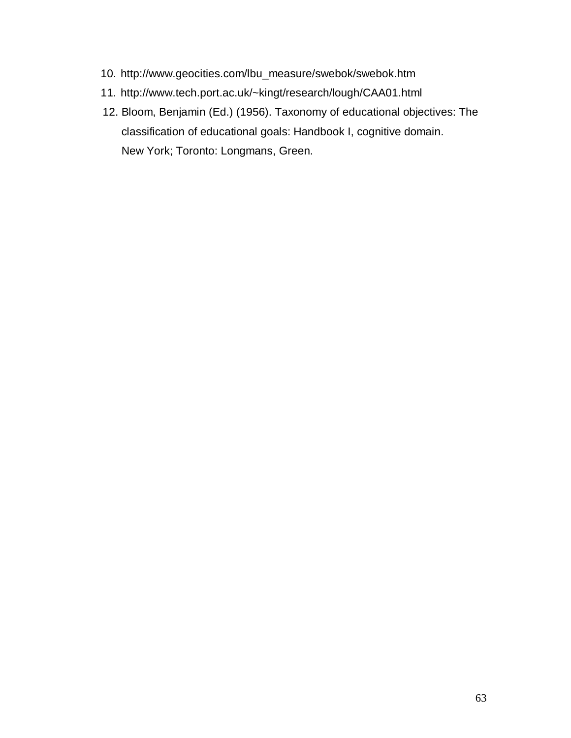10. http://www.geocities.com/lbu_measure/swebok/swebok.htm
11. http://www.tech.port.ac.uk/~kingt/research/lough/CAA01.html
12. Bloom, Benjamin (Ed.) (1956). Taxonomy of educational objectives: The classification of educational goals: Handbook I, cognitive domain. New York; Toronto: Longmans, Green.